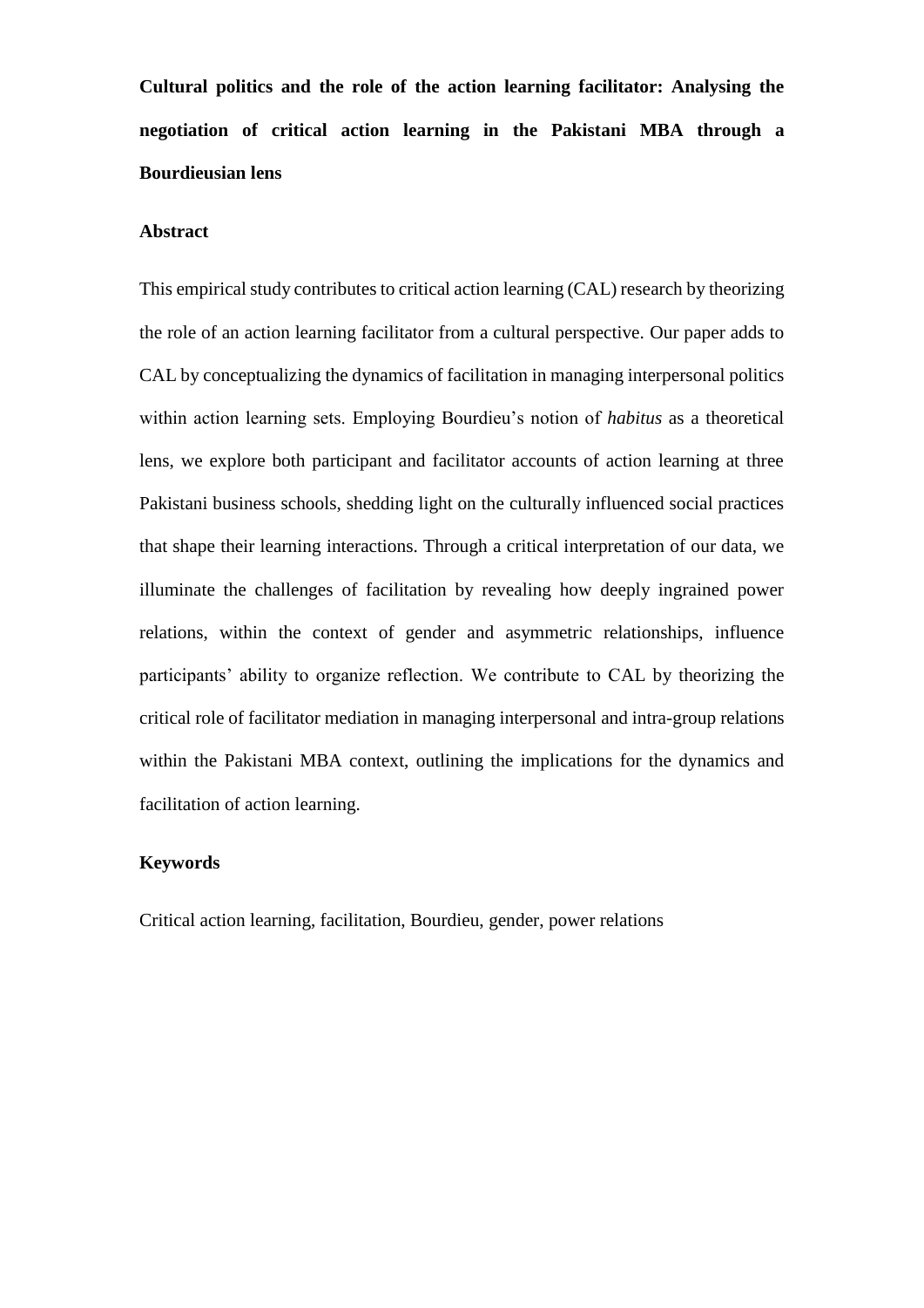# Cultural politics and the role of the action learning facilitator: Analysing the negotiation of critical action learning in the Pakistani MBA through a Bourdieusian lens

## Abstract

This empirical study contributes to critical action learning (CAL) research by theorizing the role of an action learning facilitator from a cultural perspective. Our paper adds to CAL by conceptualizing the dynamics of facilitation in managing interpersonal politics within action learning sets. Employing Bourdieu's notion of *habitus* as a theoretical lens, we explore both participant and facilitator accounts of action learning at three Pakistani business schools, shedding light on the culturally influenced social practices that shape their learning interactions. Through a critical interpretation of our data, we illuminate the challenges of facilitation by revealing how deeply ingrained power relations, within the context of gender and asymmetric relationships, influence participants' ability to organize reflection. We contribute to CAL by theorizing the critical role of facilitator mediation in managing interpersonal and intra-group relations within the Pakistani MBA context, outlining the implications for the dynamics and facilitation of action learning.

## Keywords

Critical action learning, facilitation, Bourdieu, gender, power relations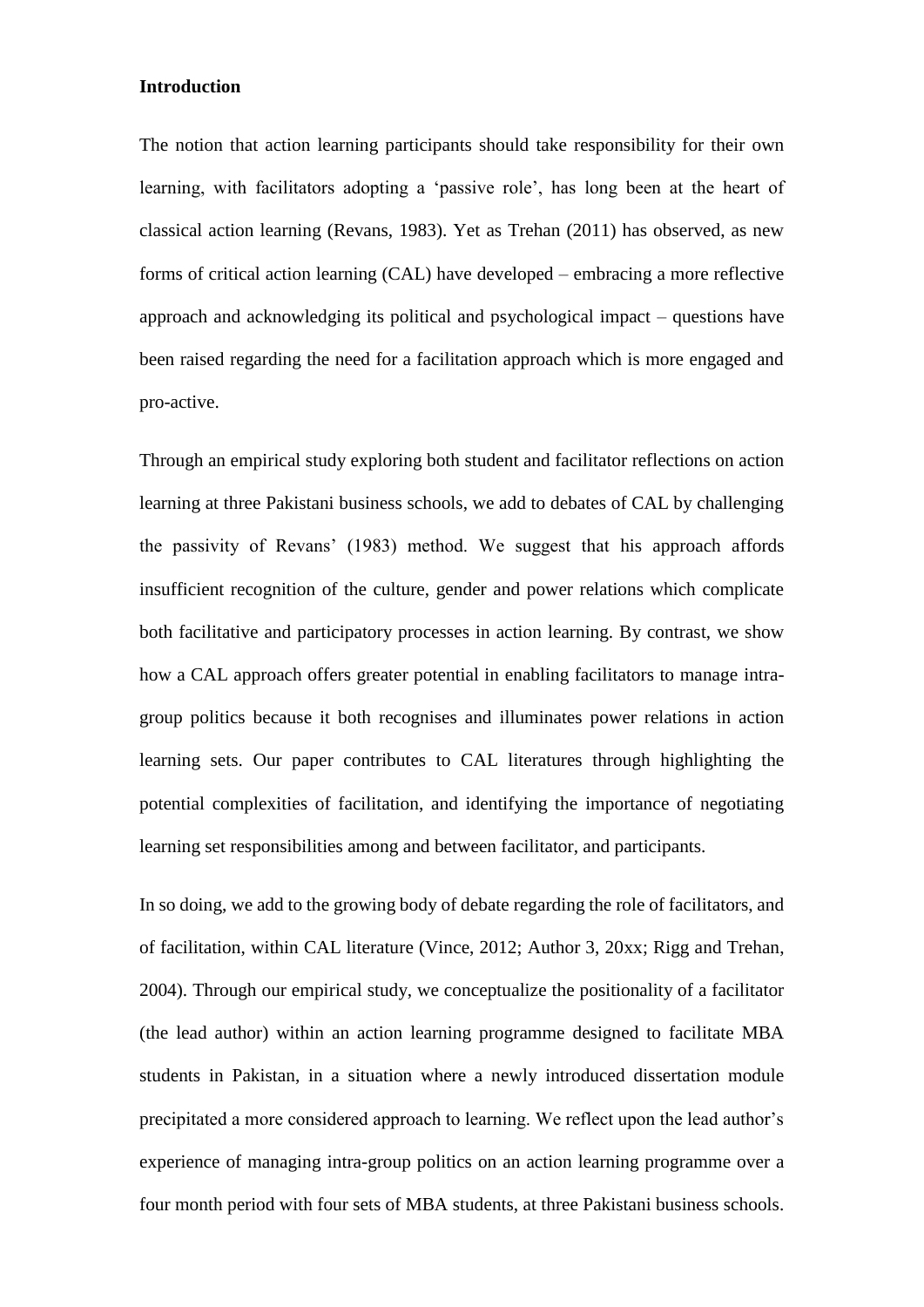## Introduction

The notion that action learning participants should take responsibility for their own learning, with facilitators adopting a 'passive role', has long been at the heart of classical action learning (Revans, 1983). Yet as Trehan (2011) has observed, as new forms of critical action learning (CAL) have developed – embracing a more reflective approach and acknowledging its political and psychological impact – questions have been raised regarding the need for a facilitation approach which is more engaged and pro-active.

Through an empirical study exploring both student and facilitator reflections on action learning at three Pakistani business schools, we add to debates of CAL by challenging the passivity of Revans' (1983) method. We suggest that his approach affords insufficient recognition of the culture, gender and power relations which complicate both facilitative and participatory processes in action learning. By contrast, we show how a CAL approach offers greater potential in enabling facilitators to manage intra-group politics because it both recognises and illuminates power relations in action learning sets. Our paper contributes to CAL literatures through highlighting the potential complexities of facilitation, and identifying the importance of negotiating learning set responsibilities among and between facilitator, and participants.

In so doing, we add to the growing body of debate regarding the role of facilitators, and of facilitation, within CAL literature (Vince, 2012; Author 3, 20xx; Rigg and Trehan, 2004). Through our empirical study, we conceptualize the positionality of a facilitator (the lead author) within an action learning programme designed to facilitate MBA students in Pakistan, in a situation where a newly introduced dissertation module precipitated a more considered approach to learning. We reflect upon the lead author's experience of managing intra-group politics on an action learning programme over a four month period with four sets of MBA students, at three Pakistani business schools.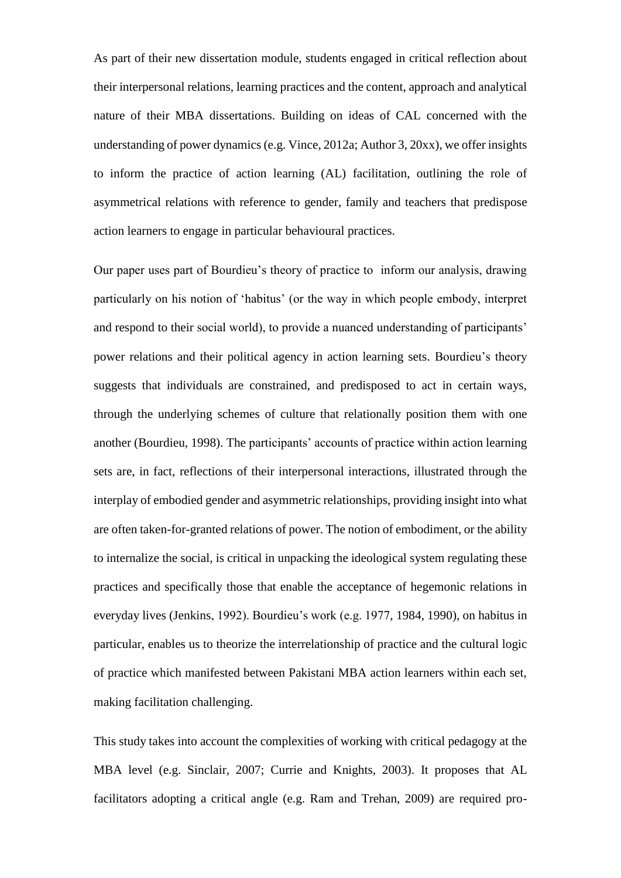As part of their new dissertation module, students engaged in critical reflection about their interpersonal relations, learning practices and the content, approach and analytical nature of their MBA dissertations. Building on ideas of CAL concerned with the understanding of power dynamics (e.g. Vince, 2012a; Author 3, 20xx), we offer insights to inform the practice of action learning (AL) facilitation, outlining the role of asymmetrical relations with reference to gender, family and teachers that predispose action learners to engage in particular behavioural practices.

Our paper uses part of Bourdieu's theory of practice to inform our analysis, drawing particularly on his notion of 'habitus' (or the way in which people embody, interpret and respond to their social world), to provide a nuanced understanding of participants' power relations and their political agency in action learning sets. Bourdieu's theory suggests that individuals are constrained, and predisposed to act in certain ways, through the underlying schemes of culture that relationally position them with one another (Bourdieu, 1998). The participants' accounts of practice within action learning sets are, in fact, reflections of their interpersonal interactions, illustrated through the interplay of embodied gender and asymmetric relationships, providing insight into what are often taken-for-granted relations of power. The notion of embodiment, or the ability to internalize the social, is critical in unpacking the ideological system regulating these practices and specifically those that enable the acceptance of hegemonic relations in everyday lives (Jenkins, 1992). Bourdieu's work (e.g. 1977, 1984, 1990), on habitus in particular, enables us to theorize the interrelationship of practice and the cultural logic of practice which manifested between Pakistani MBA action learners within each set, making facilitation challenging.

This study takes into account the complexities of working with critical pedagogy at the MBA level (e.g. Sinclair, 2007; Currie and Knights, 2003). It proposes that AL facilitators adopting a critical angle (e.g. Ram and Trehan, 2009) are required pro-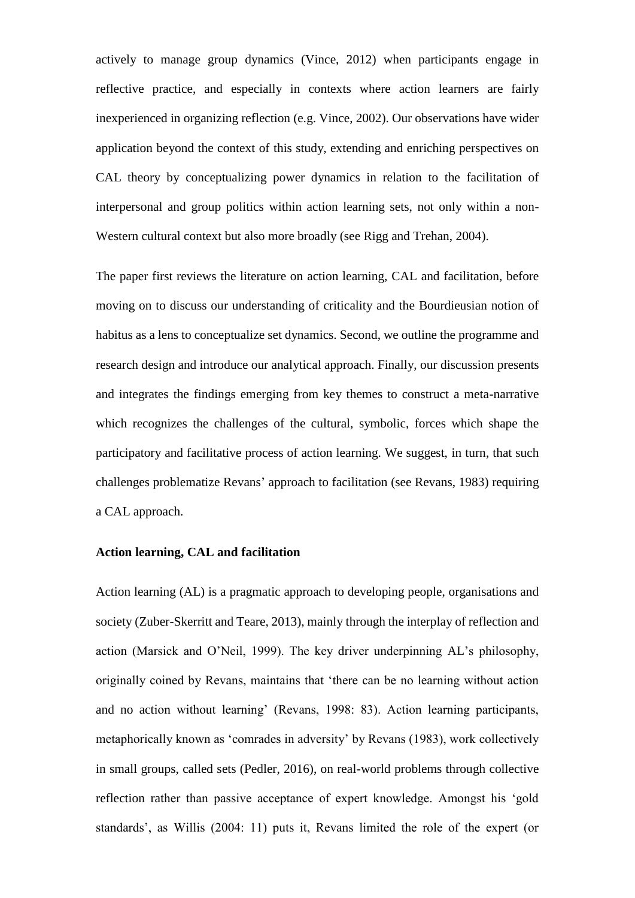actively to manage group dynamics (Vince, 2012) when participants engage in reflective practice, and especially in contexts where action learners are fairly inexperienced in organizing reflection (e.g. Vince, 2002). Our observations have wider application beyond the context of this study, extending and enriching perspectives on CAL theory by conceptualizing power dynamics in relation to the facilitation of interpersonal and group politics within action learning sets, not only within a non-Western cultural context but also more broadly (see Rigg and Trehan, 2004).

The paper first reviews the literature on action learning, CAL and facilitation, before moving on to discuss our understanding of criticality and the Bourdieusian notion of habitus as a lens to conceptualize set dynamics. Second, we outline the programme and research design and introduce our analytical approach. Finally, our discussion presents and integrates the findings emerging from key themes to construct a meta-narrative which recognizes the challenges of the cultural, symbolic, forces which shape the participatory and facilitative process of action learning. We suggest, in turn, that such challenges problematize Revans' approach to facilitation (see Revans, 1983) requiring a CAL approach.

**Action learning, CAL and facilitation**

Action learning (AL) is a pragmatic approach to developing people, organisations and society (Zuber-Skerritt and Teare, 2013), mainly through the interplay of reflection and action (Marsick and O'Neil, 1999). The key driver underpinning AL's philosophy, originally coined by Revans, maintains that 'there can be no learning without action and no action without learning' (Revans, 1998: 83). Action learning participants, metaphorically known as 'comrades in adversity' by Revans (1983), work collectively in small groups, called sets (Pedler, 2016), on real-world problems through collective reflection rather than passive acceptance of expert knowledge. Amongst his 'gold standards', as Willis (2004: 11) puts it, Revans limited the role of the expert (or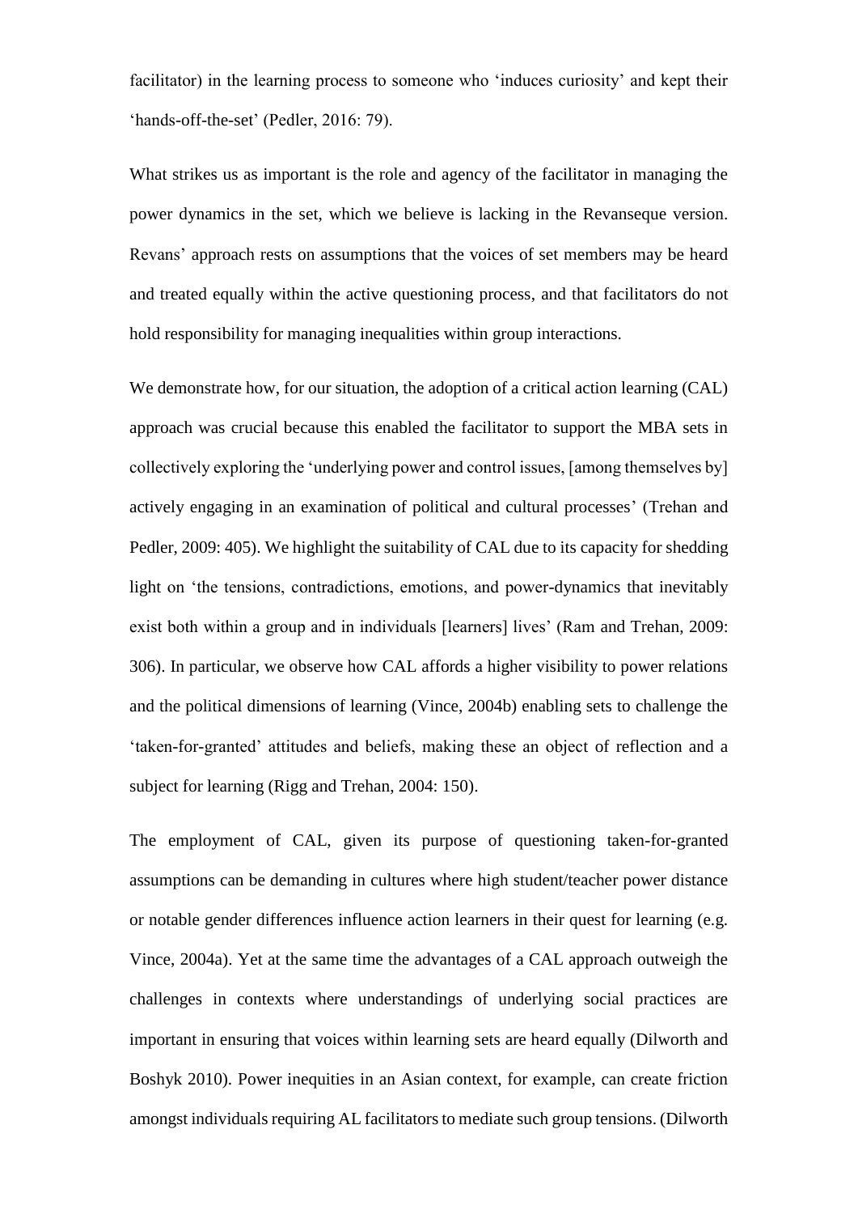facilitator) in the learning process to someone who 'induces curiosity' and kept their 'hands-off-the-set' (Pedler, 2016: 79).

What strikes us as important is the role and agency of the facilitator in managing the power dynamics in the set, which we believe is lacking in the Revanseque version. Revans' approach rests on assumptions that the voices of set members may be heard and treated equally within the active questioning process, and that facilitators do not hold responsibility for managing inequalities within group interactions.

We demonstrate how, for our situation, the adoption of a critical action learning (CAL) approach was crucial because this enabled the facilitator to support the MBA sets in collectively exploring the 'underlying power and control issues, [among themselves by] actively engaging in an examination of political and cultural processes' (Trehan and Pedler, 2009: 405). We highlight the suitability of CAL due to its capacity for shedding light on 'the tensions, contradictions, emotions, and power-dynamics that inevitably exist both within a group and in individuals [learners] lives' (Ram and Trehan, 2009: 306). In particular, we observe how CAL affords a higher visibility to power relations and the political dimensions of learning (Vince, 2004b) enabling sets to challenge the 'taken-for-granted' attitudes and beliefs, making these an object of reflection and a subject for learning (Rigg and Trehan, 2004: 150).

The employment of CAL, given its purpose of questioning taken-for-granted assumptions can be demanding in cultures where high student/teacher power distance or notable gender differences influence action learners in their quest for learning (e.g. Vince, 2004a). Yet at the same time the advantages of a CAL approach outweigh the challenges in contexts where understandings of underlying social practices are important in ensuring that voices within learning sets are heard equally (Dilworth and Boshyk 2010). Power inequities in an Asian context, for example, can create friction amongst individuals requiring AL facilitators to mediate such group tensions. (Dilworth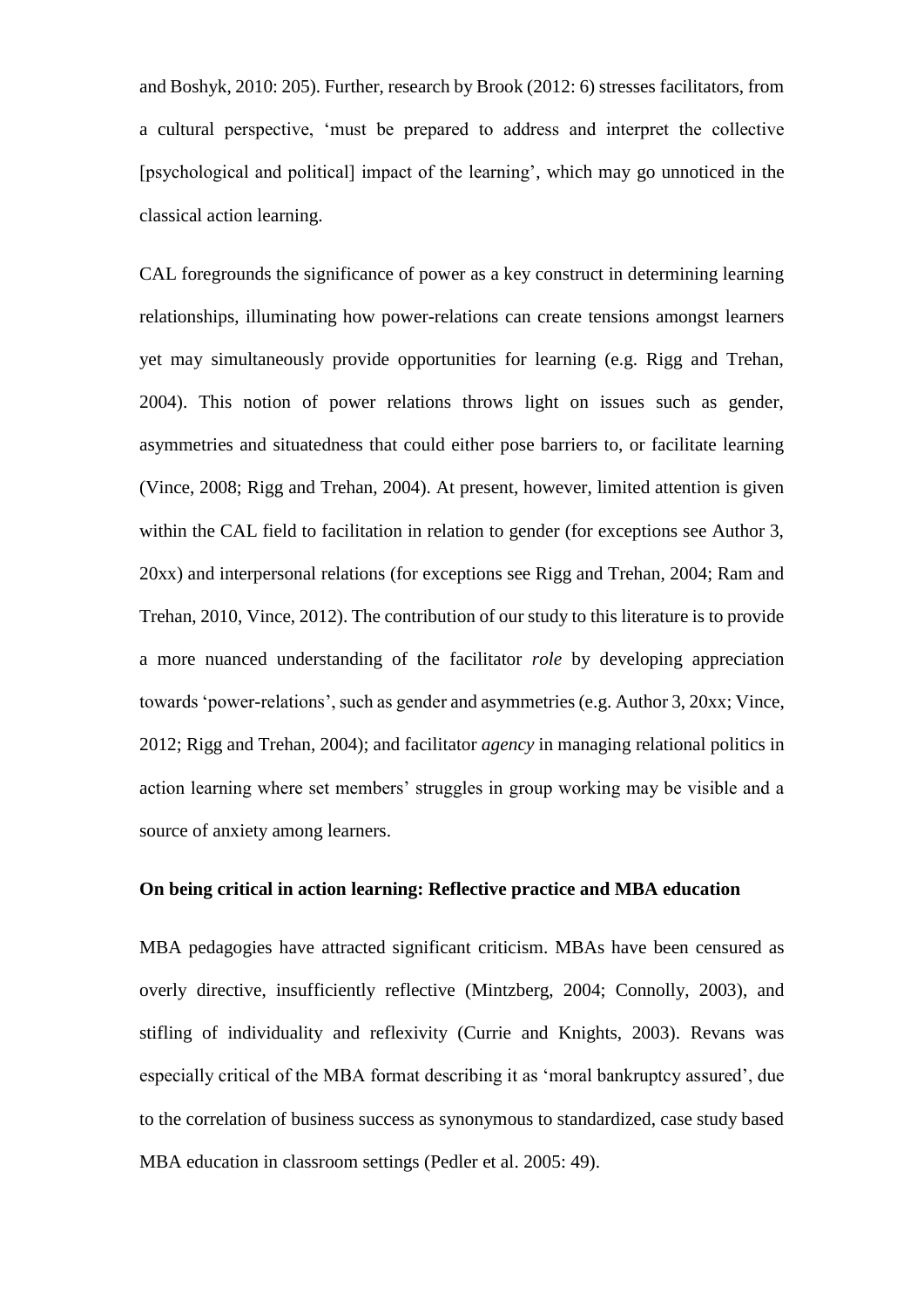and Boshyk, 2010: 205). Further, research by Brook (2012: 6) stresses facilitators, from a cultural perspective, 'must be prepared to address and interpret the collective [psychological and political] impact of the learning', which may go unnoticed in the classical action learning.

CAL foregrounds the significance of power as a key construct in determining learning relationships, illuminating how power-relations can create tensions amongst learners yet may simultaneously provide opportunities for learning (e.g. Rigg and Trehan, 2004). This notion of power relations throws light on issues such as gender, asymmetries and situatedness that could either pose barriers to, or facilitate learning (Vince, 2008; Rigg and Trehan, 2004). At present, however, limited attention is given within the CAL field to facilitation in relation to gender (for exceptions see Author 3, 20xx) and interpersonal relations (for exceptions see Rigg and Trehan, 2004; Ram and Trehan, 2010, Vince, 2012). The contribution of our study to this literature is to provide a more nuanced understanding of the facilitator *role* by developing appreciation towards 'power-relations', such as gender and asymmetries (e.g. Author 3, 20xx; Vince, 2012; Rigg and Trehan, 2004); and facilitator *agency* in managing relational politics in action learning where set members' struggles in group working may be visible and a source of anxiety among learners.

**On being critical in action learning: Reflective practice and MBA education**

MBA pedagogies have attracted significant criticism. MBAs have been censured as overly directive, insufficiently reflective (Mintzberg, 2004; Connolly, 2003), and stifling of individuality and reflexivity (Currie and Knights, 2003). Revans was especially critical of the MBA format describing it as 'moral bankruptcy assured', due to the correlation of business success as synonymous to standardized, case study based MBA education in classroom settings (Pedler et al. 2005: 49).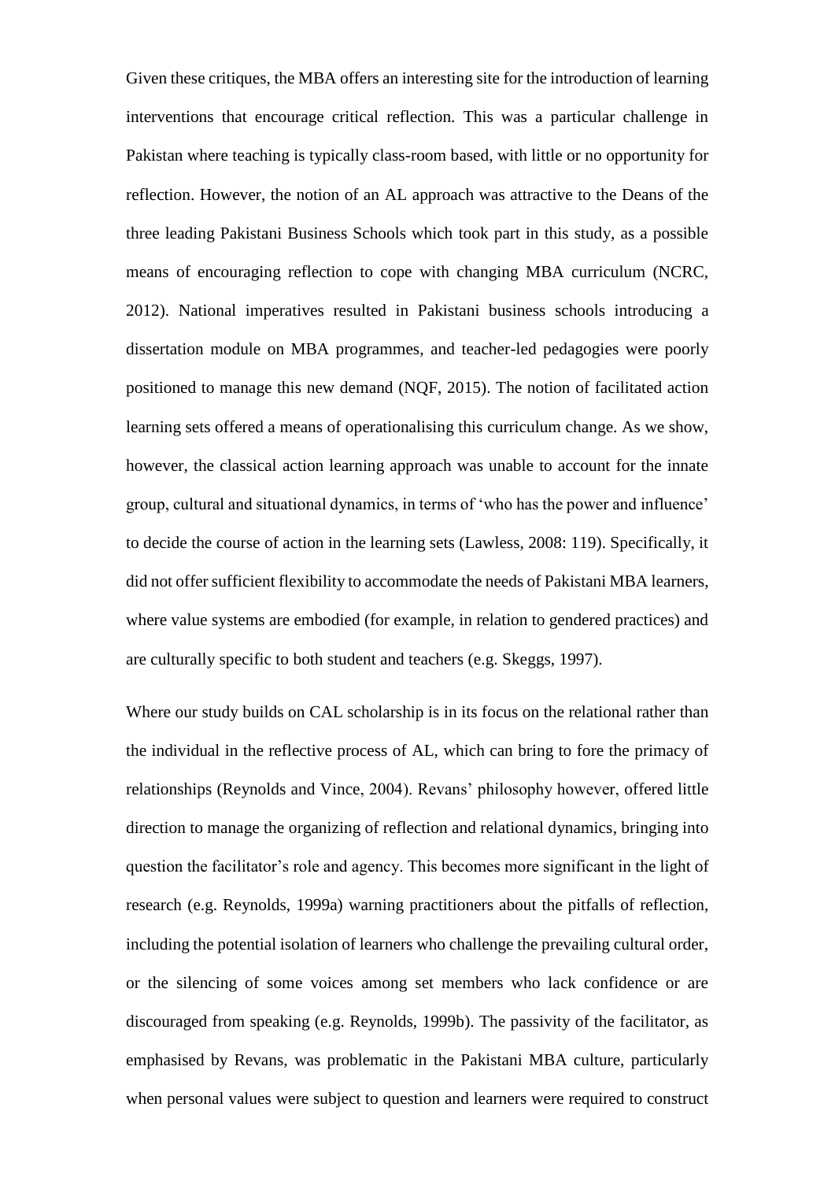Given these critiques, the MBA offers an interesting site for the introduction of learning interventions that encourage critical reflection. This was a particular challenge in Pakistan where teaching is typically class-room based, with little or no opportunity for reflection. However, the notion of an AL approach was attractive to the Deans of the three leading Pakistani Business Schools which took part in this study, as a possible means of encouraging reflection to cope with changing MBA curriculum (NCRC, 2012). National imperatives resulted in Pakistani business schools introducing a dissertation module on MBA programmes, and teacher-led pedagogies were poorly positioned to manage this new demand (NQF, 2015). The notion of facilitated action learning sets offered a means of operationalising this curriculum change. As we show, however, the classical action learning approach was unable to account for the innate group, cultural and situational dynamics, in terms of 'who has the power and influence' to decide the course of action in the learning sets (Lawless, 2008: 119). Specifically, it did not offer sufficient flexibility to accommodate the needs of Pakistani MBA learners, where value systems are embodied (for example, in relation to gendered practices) and are culturally specific to both student and teachers (e.g. Skeggs, 1997).

Where our study builds on CAL scholarship is in its focus on the relational rather than the individual in the reflective process of AL, which can bring to fore the primacy of relationships (Reynolds and Vince, 2004). Revans' philosophy however, offered little direction to manage the organizing of reflection and relational dynamics, bringing into question the facilitator's role and agency. This becomes more significant in the light of research (e.g. Reynolds, 1999a) warning practitioners about the pitfalls of reflection, including the potential isolation of learners who challenge the prevailing cultural order, or the silencing of some voices among set members who lack confidence or are discouraged from speaking (e.g. Reynolds, 1999b). The passivity of the facilitator, as emphasised by Revans, was problematic in the Pakistani MBA culture, particularly when personal values were subject to question and learners were required to construct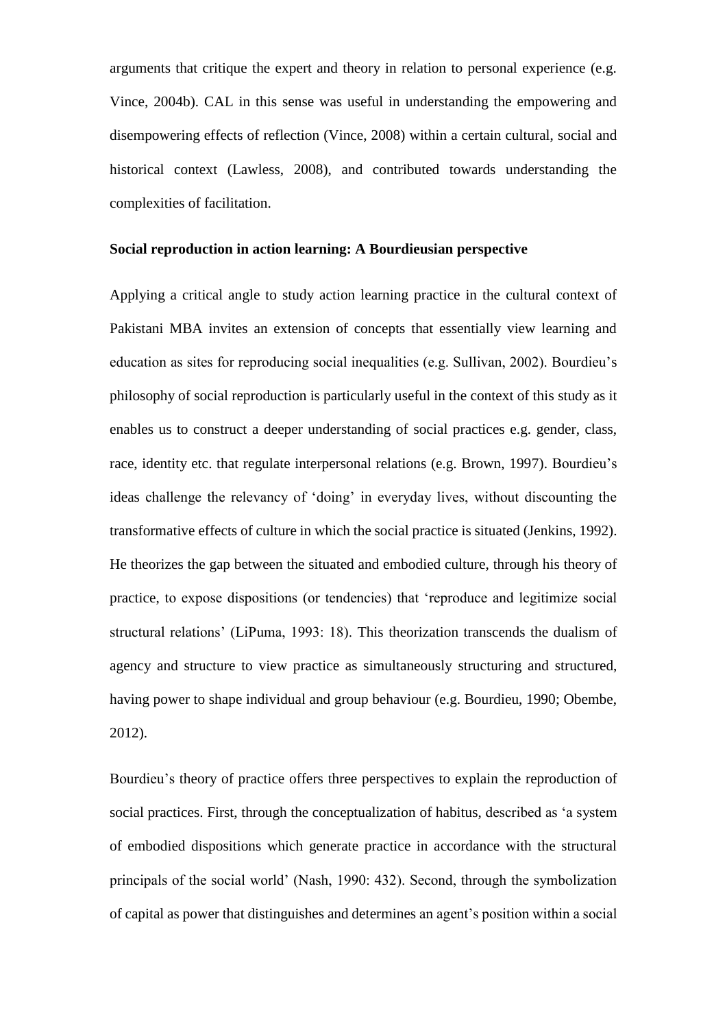arguments that critique the expert and theory in relation to personal experience (e.g. Vince, 2004b). CAL in this sense was useful in understanding the empowering and disempowering effects of reflection (Vince, 2008) within a certain cultural, social and historical context (Lawless, 2008), and contributed towards understanding the complexities of facilitation.

**Social reproduction in action learning: A Bourdieusian perspective**

Applying a critical angle to study action learning practice in the cultural context of Pakistani MBA invites an extension of concepts that essentially view learning and education as sites for reproducing social inequalities (e.g. Sullivan, 2002). Bourdieu's philosophy of social reproduction is particularly useful in the context of this study as it enables us to construct a deeper understanding of social practices e.g. gender, class, race, identity etc. that regulate interpersonal relations (e.g. Brown, 1997). Bourdieu's ideas challenge the relevancy of 'doing' in everyday lives, without discounting the transformative effects of culture in which the social practice is situated (Jenkins, 1992). He theorizes the gap between the situated and embodied culture, through his theory of practice, to expose dispositions (or tendencies) that 'reproduce and legitimize social structural relations' (LiPuma, 1993: 18). This theorization transcends the dualism of agency and structure to view practice as simultaneously structuring and structured, having power to shape individual and group behaviour (e.g. Bourdieu, 1990; Obembe, 2012).

Bourdieu's theory of practice offers three perspectives to explain the reproduction of social practices. First, through the conceptualization of habitus, described as 'a system of embodied dispositions which generate practice in accordance with the structural principals of the social world' (Nash, 1990: 432). Second, through the symbolization of capital as power that distinguishes and determines an agent's position within a social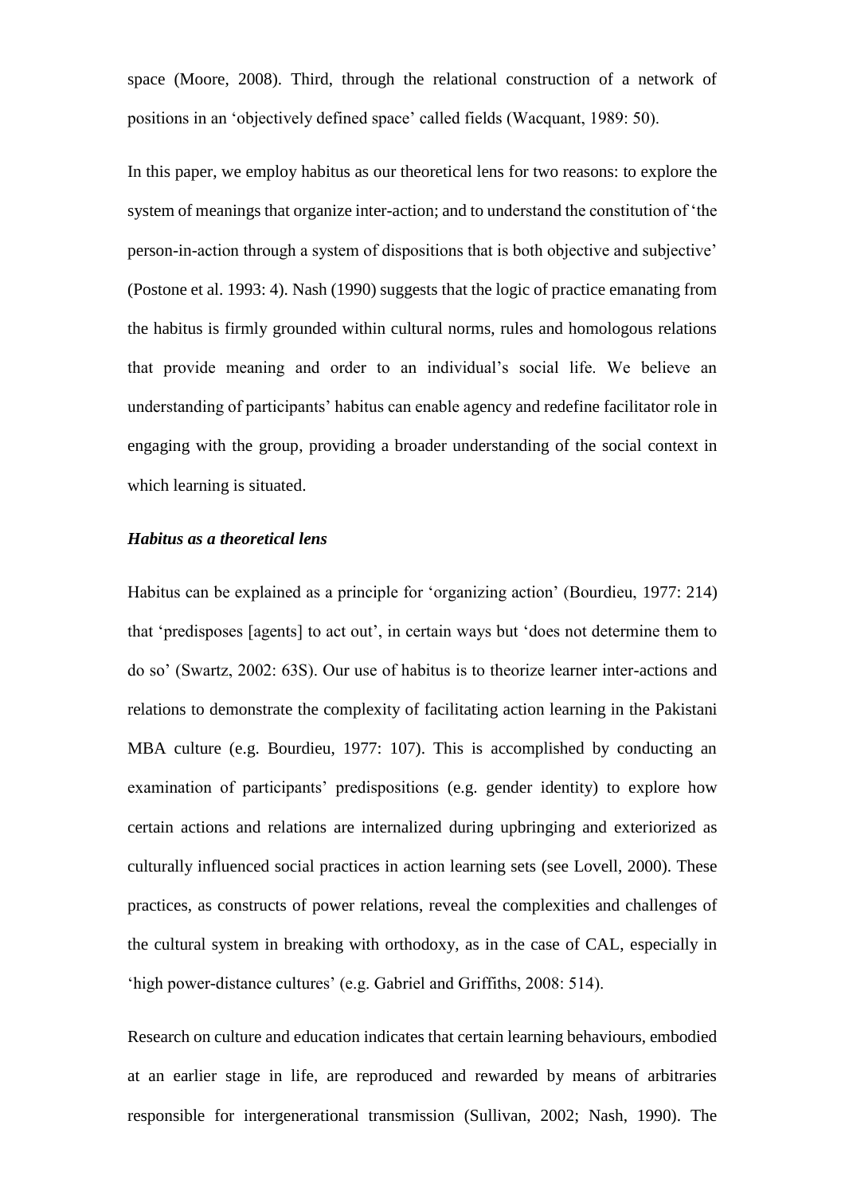space (Moore, 2008). Third, through the relational construction of a network of positions in an 'objectively defined space' called fields (Wacquant, 1989: 50).

In this paper, we employ habitus as our theoretical lens for two reasons: to explore the system of meanings that organize inter-action; and to understand the constitution of 'the person-in-action through a system of dispositions that is both objective and subjective' (Postone et al. 1993: 4). Nash (1990) suggests that the logic of practice emanating from the habitus is firmly grounded within cultural norms, rules and homologous relations that provide meaning and order to an individual's social life. We believe an understanding of participants' habitus can enable agency and redefine facilitator role in engaging with the group, providing a broader understanding of the social context in which learning is situated.

### *Habitus as a theoretical lens*

Habitus can be explained as a principle for 'organizing action' (Bourdieu, 1977: 214) that 'predisposes [agents] to act out', in certain ways but 'does not determine them to do so' (Swartz, 2002: 63S). Our use of habitus is to theorize learner inter-actions and relations to demonstrate the complexity of facilitating action learning in the Pakistani MBA culture (e.g. Bourdieu, 1977: 107). This is accomplished by conducting an examination of participants' predispositions (e.g. gender identity) to explore how certain actions and relations are internalized during upbringing and exteriorized as culturally influenced social practices in action learning sets (see Lovell, 2000). These practices, as constructs of power relations, reveal the complexities and challenges of the cultural system in breaking with orthodoxy, as in the case of CAL, especially in 'high power-distance cultures' (e.g. Gabriel and Griffiths, 2008: 514).

Research on culture and education indicates that certain learning behaviours, embodied at an earlier stage in life, are reproduced and rewarded by means of arbitraries responsible for intergenerational transmission (Sullivan, 2002; Nash, 1990). The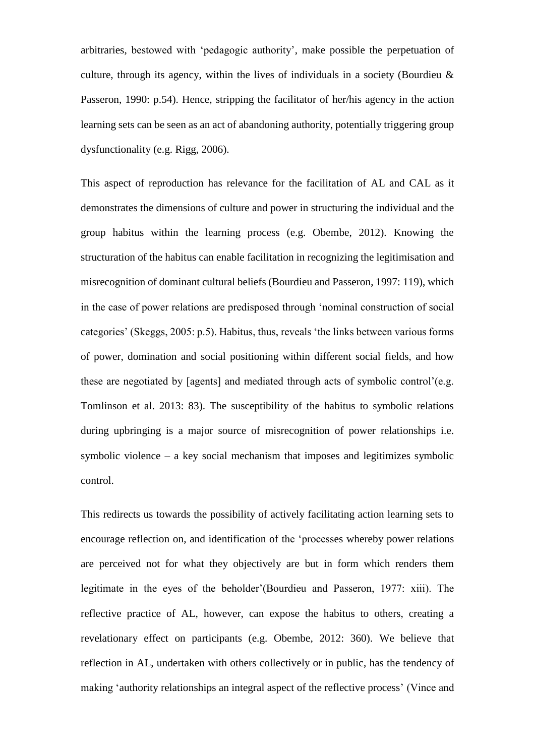arbitraries, bestowed with 'pedagogic authority', make possible the perpetuation of culture, through its agency, within the lives of individuals in a society (Bourdieu & Passeron, 1990: p.54). Hence, stripping the facilitator of her/his agency in the action learning sets can be seen as an act of abandoning authority, potentially triggering group dysfunctionality (e.g. Rigg, 2006).

This aspect of reproduction has relevance for the facilitation of AL and CAL as it demonstrates the dimensions of culture and power in structuring the individual and the group habitus within the learning process (e.g. Obembe, 2012). Knowing the structuration of the habitus can enable facilitation in recognizing the legitimisation and misrecognition of dominant cultural beliefs (Bourdieu and Passeron, 1997: 119), which in the case of power relations are predisposed through 'nominal construction of social categories' (Skeggs, 2005: p.5). Habitus, thus, reveals 'the links between various forms of power, domination and social positioning within different social fields, and how these are negotiated by [agents] and mediated through acts of symbolic control'(e.g. Tomlinson et al. 2013: 83). The susceptibility of the habitus to symbolic relations during upbringing is a major source of misrecognition of power relationships i.e. symbolic violence – a key social mechanism that imposes and legitimizes symbolic control.

This redirects us towards the possibility of actively facilitating action learning sets to encourage reflection on, and identification of the 'processes whereby power relations are perceived not for what they objectively are but in form which renders them legitimate in the eyes of the beholder'(Bourdieu and Passeron, 1977: xiii). The reflective practice of AL, however, can expose the habitus to others, creating a revelationary effect on participants (e.g. Obembe, 2012: 360). We believe that reflection in AL, undertaken with others collectively or in public, has the tendency of making 'authority relationships an integral aspect of the reflective process' (Vince and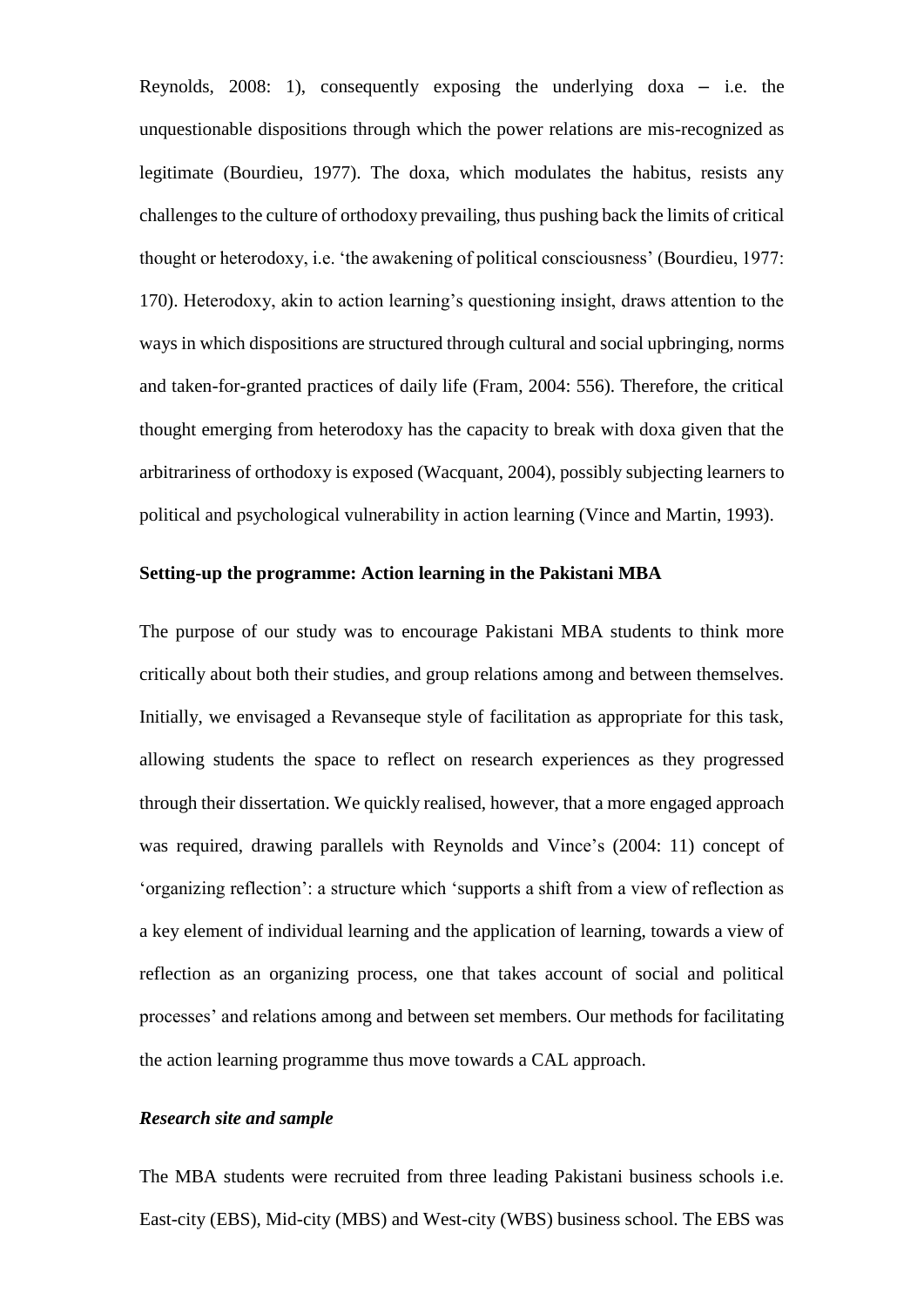Reynolds, 2008: 1), consequently exposing the underlying doxa – i.e. the unquestionable dispositions through which the power relations are mis-recognized as legitimate (Bourdieu, 1977). The doxa, which modulates the habitus, resists any challenges to the culture of orthodoxy prevailing, thus pushing back the limits of critical thought or heterodoxy, i.e. 'the awakening of political consciousness' (Bourdieu, 1977: 170). Heterodoxy, akin to action learning's questioning insight, draws attention to the ways in which dispositions are structured through cultural and social upbringing, norms and taken-for-granted practices of daily life (Fram, 2004: 556). Therefore, the critical thought emerging from heterodoxy has the capacity to break with doxa given that the arbitrariness of orthodoxy is exposed (Wacquant, 2004), possibly subjecting learners to political and psychological vulnerability in action learning (Vince and Martin, 1993).

**Setting-up the programme: Action learning in the Pakistani MBA**

The purpose of our study was to encourage Pakistani MBA students to think more critically about both their studies, and group relations among and between themselves. Initially, we envisaged a Revanseque style of facilitation as appropriate for this task, allowing students the space to reflect on research experiences as they progressed through their dissertation. We quickly realised, however, that a more engaged approach was required, drawing parallels with Reynolds and Vince's (2004: 11) concept of 'organizing reflection': a structure which 'supports a shift from a view of reflection as a key element of individual learning and the application of learning, towards a view of reflection as an organizing process, one that takes account of social and political processes' and relations among and between set members. Our methods for facilitating the action learning programme thus move towards a CAL approach.

***Research site and sample***

The MBA students were recruited from three leading Pakistani business schools i.e. East-city (EBS), Mid-city (MBS) and West-city (WBS) business school. The EBS was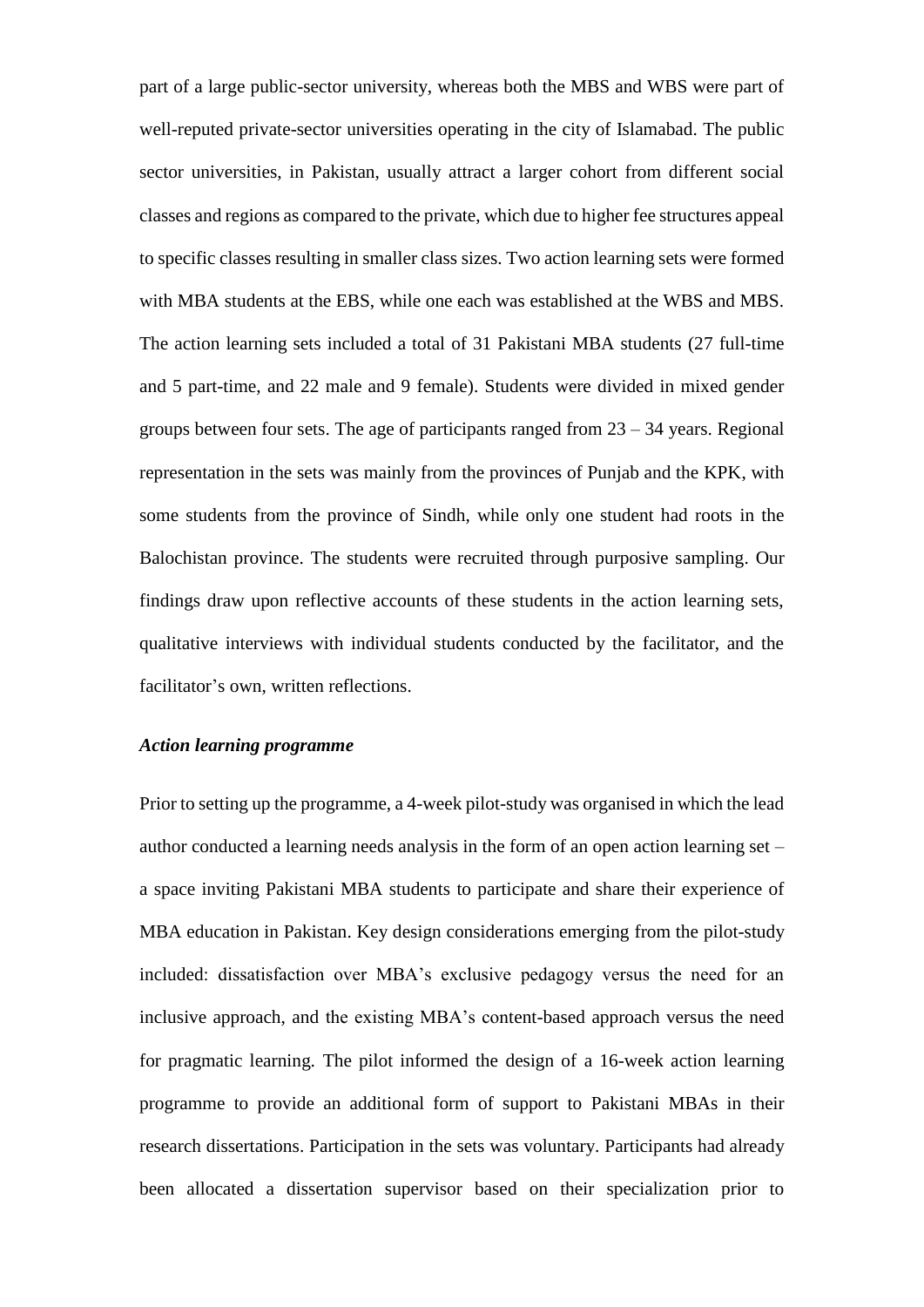part of a large public-sector university, whereas both the MBS and WBS were part of well-reputed private-sector universities operating in the city of Islamabad. The public sector universities, in Pakistan, usually attract a larger cohort from different social classes and regions as compared to the private, which due to higher fee structures appeal to specific classes resulting in smaller class sizes. Two action learning sets were formed with MBA students at the EBS, while one each was established at the WBS and MBS. The action learning sets included a total of 31 Pakistani MBA students (27 full-time and 5 part-time, and 22 male and 9 female). Students were divided in mixed gender groups between four sets. The age of participants ranged from 23 – 34 years. Regional representation in the sets was mainly from the provinces of Punjab and the KPK, with some students from the province of Sindh, while only one student had roots in the Balochistan province. The students were recruited through purposive sampling. Our findings draw upon reflective accounts of these students in the action learning sets, qualitative interviews with individual students conducted by the facilitator, and the facilitator's own, written reflections.

### *Action learning programme*

Prior to setting up the programme, a 4-week pilot-study was organised in which the lead author conducted a learning needs analysis in the form of an open action learning set – a space inviting Pakistani MBA students to participate and share their experience of MBA education in Pakistan. Key design considerations emerging from the pilot-study included: dissatisfaction over MBA's exclusive pedagogy versus the need for an inclusive approach, and the existing MBA's content-based approach versus the need for pragmatic learning. The pilot informed the design of a 16-week action learning programme to provide an additional form of support to Pakistani MBAs in their research dissertations. Participation in the sets was voluntary. Participants had already been allocated a dissertation supervisor based on their specialization prior to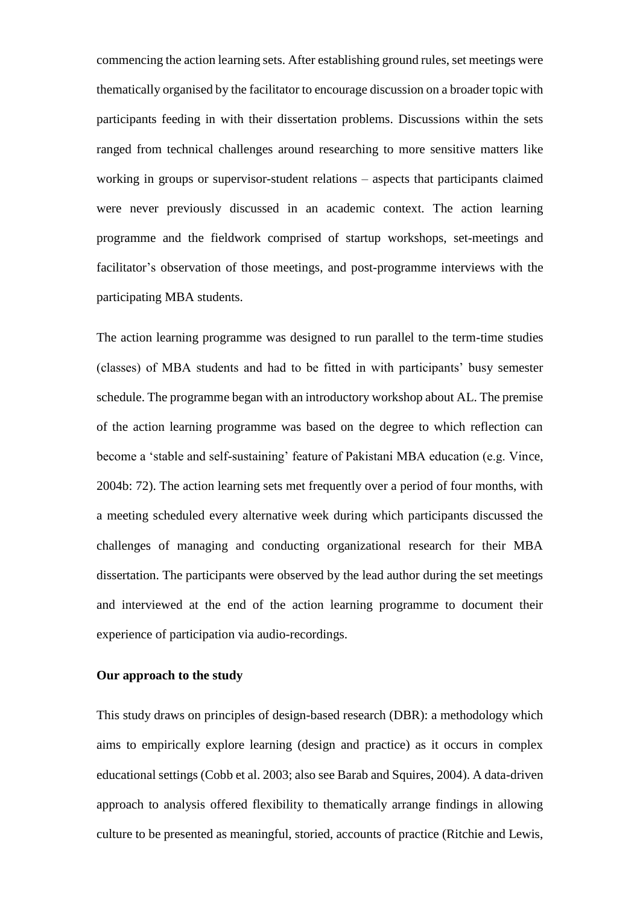commencing the action learning sets. After establishing ground rules, set meetings were thematically organised by the facilitator to encourage discussion on a broader topic with participants feeding in with their dissertation problems. Discussions within the sets ranged from technical challenges around researching to more sensitive matters like working in groups or supervisor-student relations – aspects that participants claimed were never previously discussed in an academic context. The action learning programme and the fieldwork comprised of startup workshops, set-meetings and facilitator's observation of those meetings, and post-programme interviews with the participating MBA students.

The action learning programme was designed to run parallel to the term-time studies (classes) of MBA students and had to be fitted in with participants' busy semester schedule. The programme began with an introductory workshop about AL. The premise of the action learning programme was based on the degree to which reflection can become a 'stable and self-sustaining' feature of Pakistani MBA education (e.g. Vince, 2004b: 72). The action learning sets met frequently over a period of four months, with a meeting scheduled every alternative week during which participants discussed the challenges of managing and conducting organizational research for their MBA dissertation. The participants were observed by the lead author during the set meetings and interviewed at the end of the action learning programme to document their experience of participation via audio-recordings.

**Our approach to the study**

This study draws on principles of design-based research (DBR): a methodology which aims to empirically explore learning (design and practice) as it occurs in complex educational settings (Cobb et al. 2003; also see Barab and Squires, 2004). A data-driven approach to analysis offered flexibility to thematically arrange findings in allowing culture to be presented as meaningful, storied, accounts of practice (Ritchie and Lewis,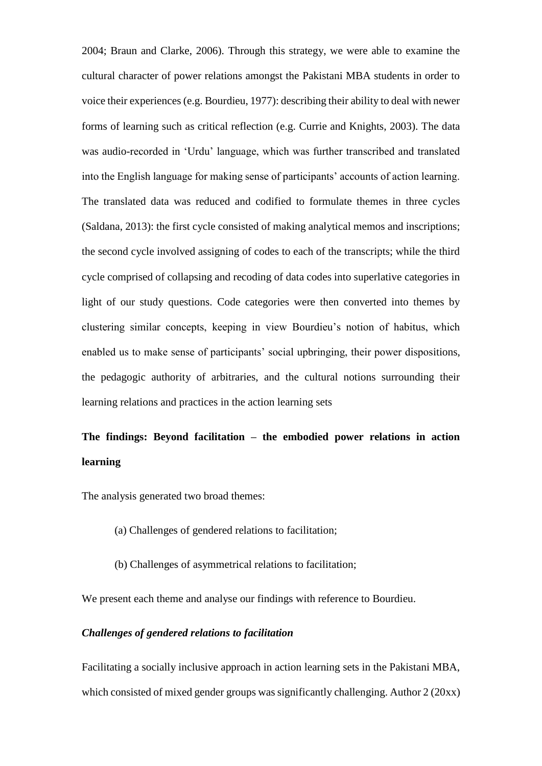2004; Braun and Clarke, 2006). Through this strategy, we were able to examine the cultural character of power relations amongst the Pakistani MBA students in order to voice their experiences (e.g. Bourdieu, 1977): describing their ability to deal with newer forms of learning such as critical reflection (e.g. Currie and Knights, 2003). The data was audio-recorded in 'Urdu' language, which was further transcribed and translated into the English language for making sense of participants' accounts of action learning. The translated data was reduced and codified to formulate themes in three cycles (Saldana, 2013): the first cycle consisted of making analytical memos and inscriptions; the second cycle involved assigning of codes to each of the transcripts; while the third cycle comprised of collapsing and recoding of data codes into superlative categories in light of our study questions. Code categories were then converted into themes by clustering similar concepts, keeping in view Bourdieu's notion of habitus, which enabled us to make sense of participants' social upbringing, their power dispositions, the pedagogic authority of arbitraries, and the cultural notions surrounding their learning relations and practices in the action learning sets

## The findings: Beyond facilitation – the embodied power relations in action learning

The analysis generated two broad themes:

(a) Challenges of gendered relations to facilitation;

(b) Challenges of asymmetrical relations to facilitation;

We present each theme and analyse our findings with reference to Bourdieu.

### *Challenges of gendered relations to facilitation*

Facilitating a socially inclusive approach in action learning sets in the Pakistani MBA, which consisted of mixed gender groups was significantly challenging. Author 2 (20xx)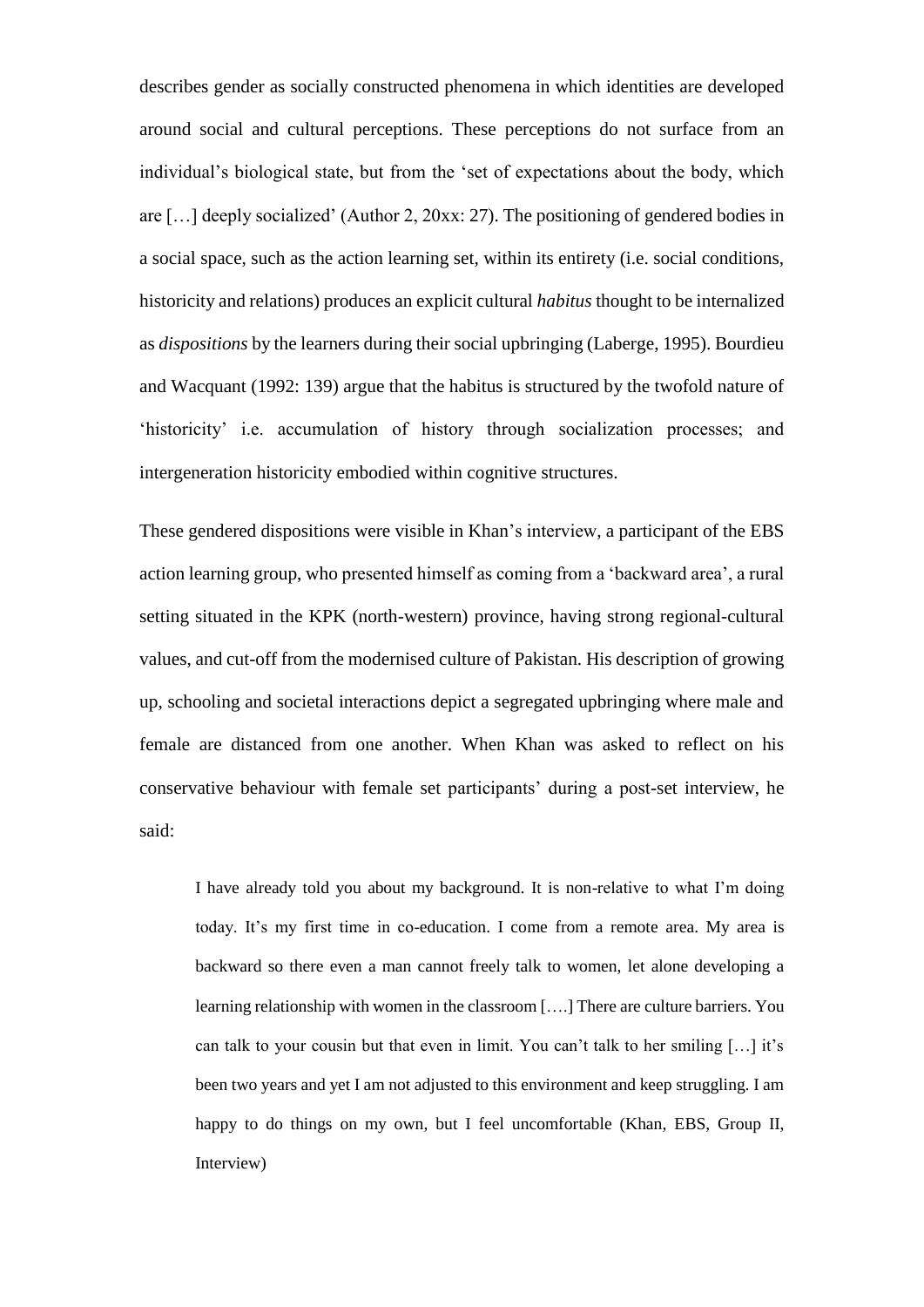describes gender as socially constructed phenomena in which identities are developed around social and cultural perceptions. These perceptions do not surface from an individual's biological state, but from the 'set of expectations about the body, which are […] deeply socialized' (Author 2, 20xx: 27). The positioning of gendered bodies in a social space, such as the action learning set, within its entirety (i.e. social conditions, historicity and relations) produces an explicit cultural *habitus* thought to be internalized as *dispositions* by the learners during their social upbringing (Laberge, 1995). Bourdieu and Wacquant (1992: 139) argue that the habitus is structured by the twofold nature of 'historicity' i.e. accumulation of history through socialization processes; and intergeneration historicity embodied within cognitive structures.

These gendered dispositions were visible in Khan's interview, a participant of the EBS action learning group, who presented himself as coming from a 'backward area', a rural setting situated in the KPK (north-western) province, having strong regional-cultural values, and cut-off from the modernised culture of Pakistan. His description of growing up, schooling and societal interactions depict a segregated upbringing where male and female are distanced from one another. When Khan was asked to reflect on his conservative behaviour with female set participants' during a post-set interview, he said:

> I have already told you about my background. It is non-relative to what I'm doing today. It's my first time in co-education. I come from a remote area. My area is backward so there even a man cannot freely talk to women, let alone developing a learning relationship with women in the classroom [….] There are culture barriers. You can talk to your cousin but that even in limit. You can't talk to her smiling […] it's been two years and yet I am not adjusted to this environment and keep struggling. I am happy to do things on my own, but I feel uncomfortable (Khan, EBS, Group II, Interview)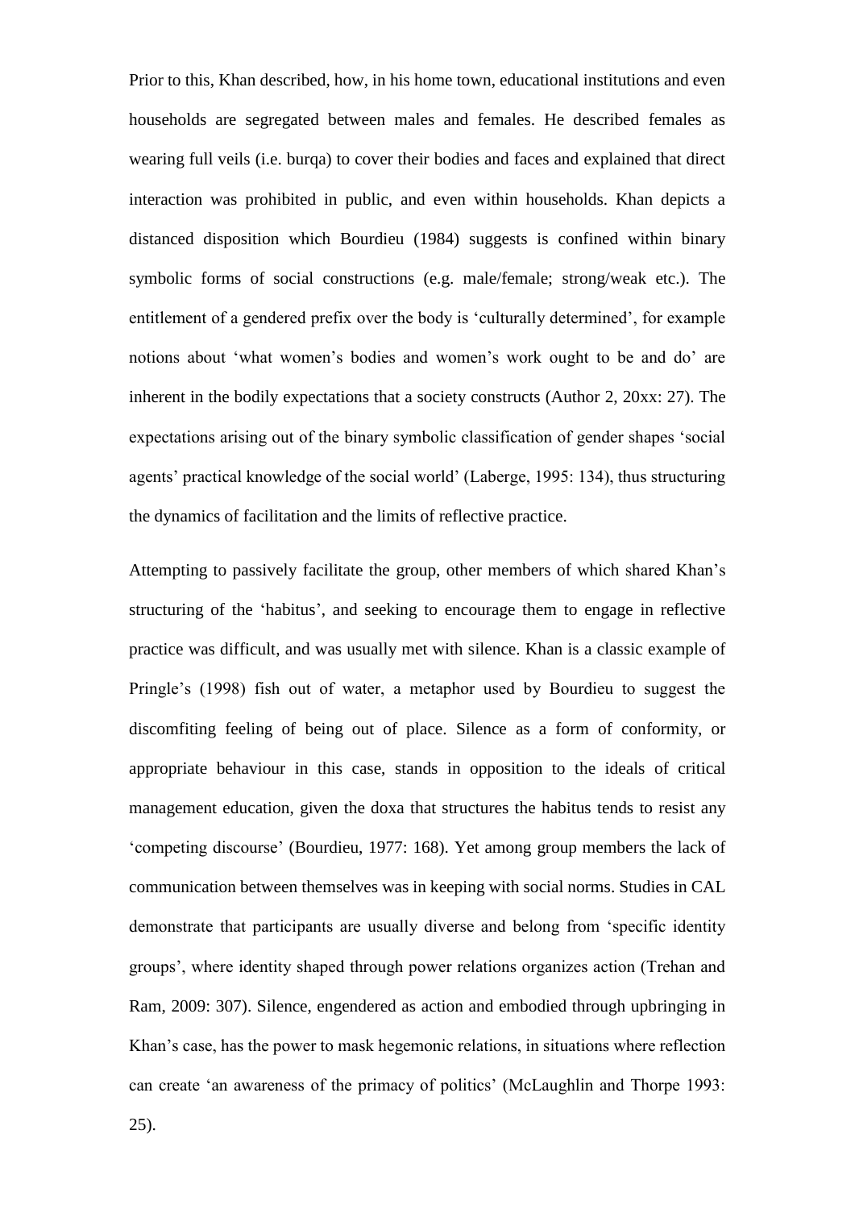Prior to this, Khan described, how, in his home town, educational institutions and even households are segregated between males and females. He described females as wearing full veils (i.e. burqa) to cover their bodies and faces and explained that direct interaction was prohibited in public, and even within households. Khan depicts a distanced disposition which Bourdieu (1984) suggests is confined within binary symbolic forms of social constructions (e.g. male/female; strong/weak etc.). The entitlement of a gendered prefix over the body is 'culturally determined', for example notions about 'what women's bodies and women's work ought to be and do' are inherent in the bodily expectations that a society constructs (Author 2, 20xx: 27). The expectations arising out of the binary symbolic classification of gender shapes 'social agents' practical knowledge of the social world' (Laberge, 1995: 134), thus structuring the dynamics of facilitation and the limits of reflective practice.

Attempting to passively facilitate the group, other members of which shared Khan's structuring of the 'habitus', and seeking to encourage them to engage in reflective practice was difficult, and was usually met with silence. Khan is a classic example of Pringle's (1998) fish out of water, a metaphor used by Bourdieu to suggest the discomfiting feeling of being out of place. Silence as a form of conformity, or appropriate behaviour in this case, stands in opposition to the ideals of critical management education, given the doxa that structures the habitus tends to resist any 'competing discourse' (Bourdieu, 1977: 168). Yet among group members the lack of communication between themselves was in keeping with social norms. Studies in CAL demonstrate that participants are usually diverse and belong from 'specific identity groups', where identity shaped through power relations organizes action (Trehan and Ram, 2009: 307). Silence, engendered as action and embodied through upbringing in Khan's case, has the power to mask hegemonic relations, in situations where reflection can create 'an awareness of the primacy of politics' (McLaughlin and Thorpe 1993: 25).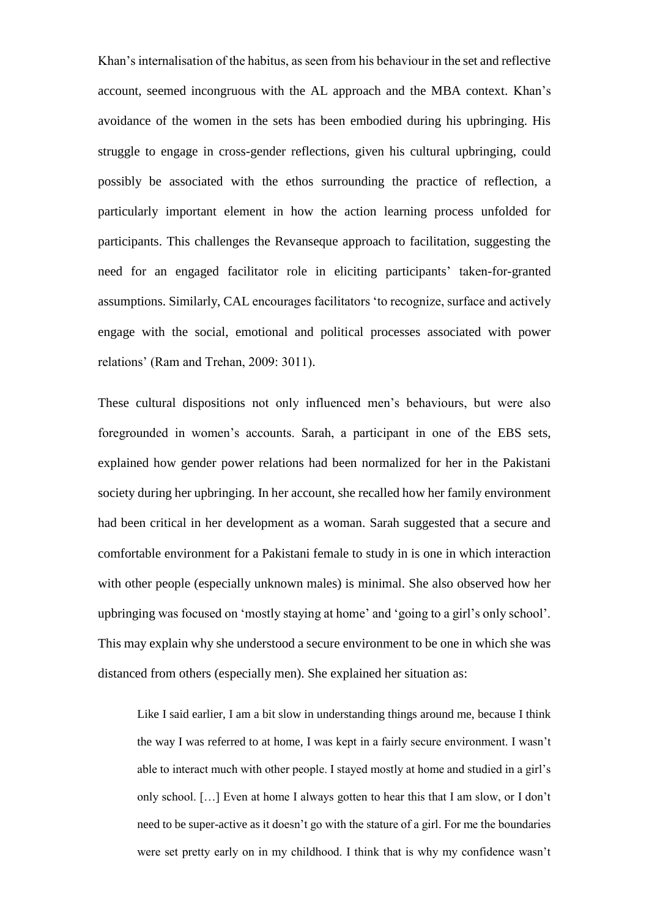Khan's internalisation of the habitus, as seen from his behaviour in the set and reflective account, seemed incongruous with the AL approach and the MBA context. Khan's avoidance of the women in the sets has been embodied during his upbringing. His struggle to engage in cross-gender reflections, given his cultural upbringing, could possibly be associated with the ethos surrounding the practice of reflection, a particularly important element in how the action learning process unfolded for participants. This challenges the Revanseque approach to facilitation, suggesting the need for an engaged facilitator role in eliciting participants' taken-for-granted assumptions. Similarly, CAL encourages facilitators 'to recognize, surface and actively engage with the social, emotional and political processes associated with power relations' (Ram and Trehan, 2009: 3011).

These cultural dispositions not only influenced men's behaviours, but were also foregrounded in women's accounts. Sarah, a participant in one of the EBS sets, explained how gender power relations had been normalized for her in the Pakistani society during her upbringing. In her account, she recalled how her family environment had been critical in her development as a woman. Sarah suggested that a secure and comfortable environment for a Pakistani female to study in is one in which interaction with other people (especially unknown males) is minimal. She also observed how her upbringing was focused on 'mostly staying at home' and 'going to a girl's only school'. This may explain why she understood a secure environment to be one in which she was distanced from others (especially men). She explained her situation as:

> Like I said earlier, I am a bit slow in understanding things around me, because I think the way I was referred to at home, I was kept in a fairly secure environment. I wasn't able to interact much with other people. I stayed mostly at home and studied in a girl's only school. […] Even at home I always gotten to hear this that I am slow, or I don't need to be super-active as it doesn't go with the stature of a girl. For me the boundaries were set pretty early on in my childhood. I think that is why my confidence wasn't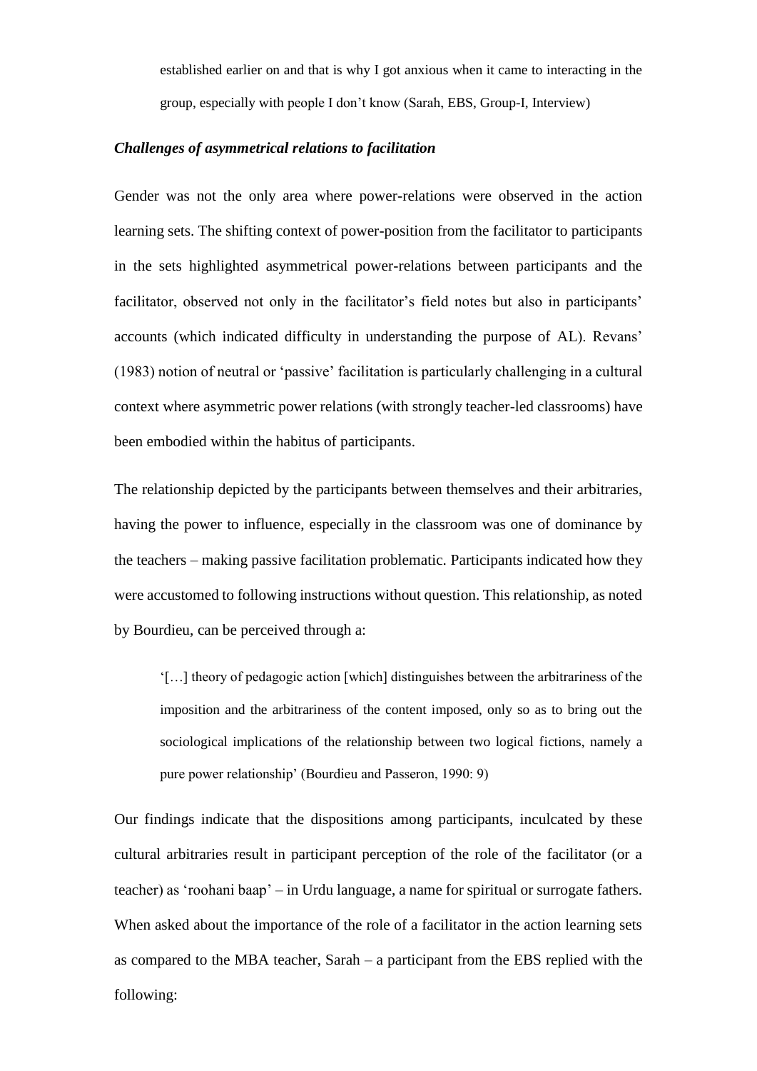> established earlier on and that is why I got anxious when it came to interacting in the group, especially with people I don't know (Sarah, EBS, Group-I, Interview)

### *Challenges of asymmetrical relations to facilitation*

Gender was not the only area where power-relations were observed in the action learning sets. The shifting context of power-position from the facilitator to participants in the sets highlighted asymmetrical power-relations between participants and the facilitator, observed not only in the facilitator's field notes but also in participants' accounts (which indicated difficulty in understanding the purpose of AL). Revans' (1983) notion of neutral or 'passive' facilitation is particularly challenging in a cultural context where asymmetric power relations (with strongly teacher-led classrooms) have been embodied within the habitus of participants.

The relationship depicted by the participants between themselves and their arbitraries, having the power to influence, especially in the classroom was one of dominance by the teachers – making passive facilitation problematic. Participants indicated how they were accustomed to following instructions without question. This relationship, as noted by Bourdieu, can be perceived through a:

> '[…] theory of pedagogic action [which] distinguishes between the arbitrariness of the imposition and the arbitrariness of the content imposed, only so as to bring out the sociological implications of the relationship between two logical fictions, namely a pure power relationship' (Bourdieu and Passeron, 1990: 9)

Our findings indicate that the dispositions among participants, inculcated by these cultural arbitraries result in participant perception of the role of the facilitator (or a teacher) as 'roohani baap' – in Urdu language, a name for spiritual or surrogate fathers. When asked about the importance of the role of a facilitator in the action learning sets as compared to the MBA teacher, Sarah – a participant from the EBS replied with the following: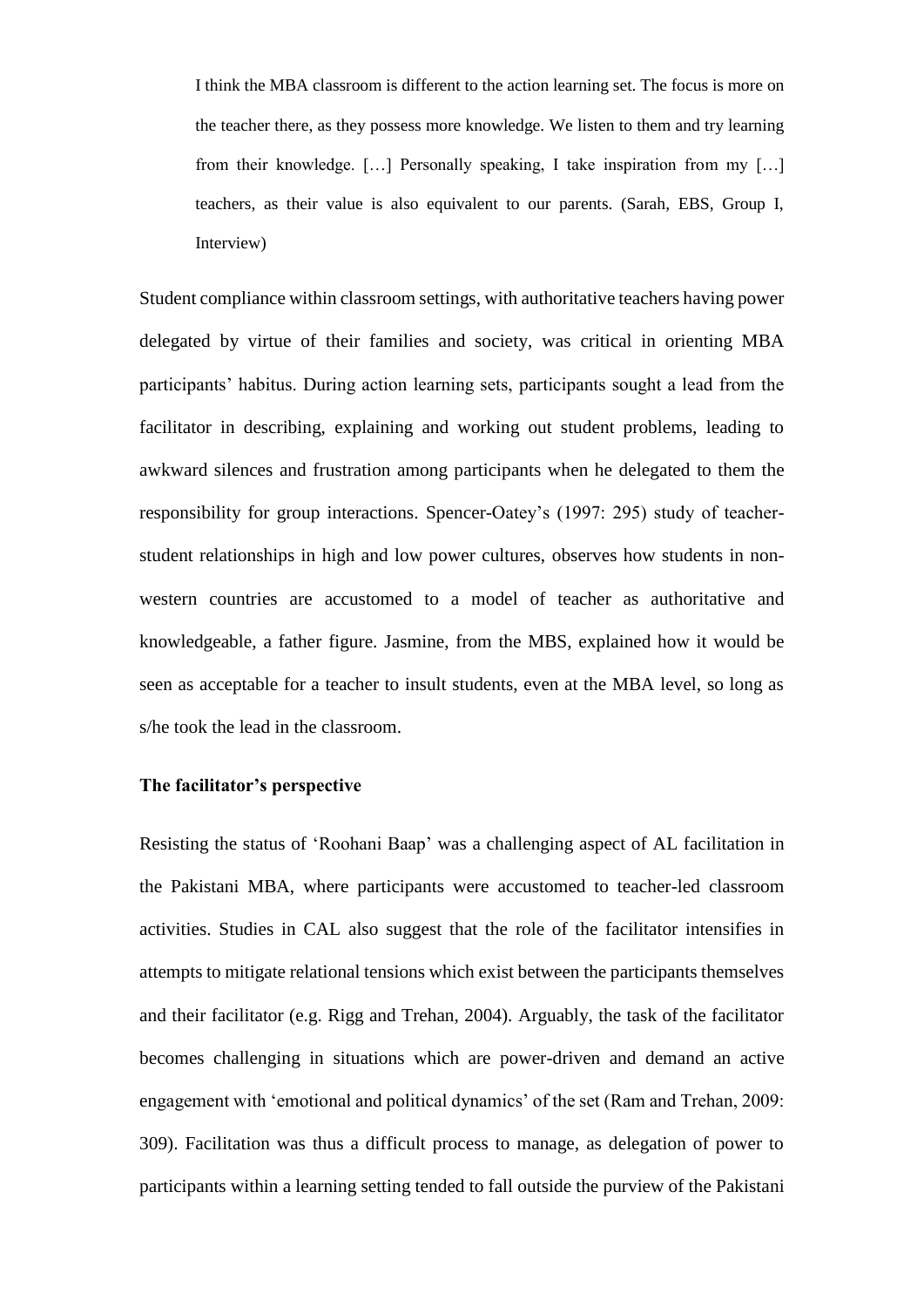> I think the MBA classroom is different to the action learning set. The focus is more on the teacher there, as they possess more knowledge. We listen to them and try learning from their knowledge. […] Personally speaking, I take inspiration from my […] teachers, as their value is also equivalent to our parents. (Sarah, EBS, Group I, Interview)

Student compliance within classroom settings, with authoritative teachers having power delegated by virtue of their families and society, was critical in orienting MBA participants' habitus. During action learning sets, participants sought a lead from the facilitator in describing, explaining and working out student problems, leading to awkward silences and frustration among participants when he delegated to them the responsibility for group interactions. Spencer-Oatey's (1997: 295) study of teacher-student relationships in high and low power cultures, observes how students in non-western countries are accustomed to a model of teacher as authoritative and knowledgeable, a father figure. Jasmine, from the MBS, explained how it would be seen as acceptable for a teacher to insult students, even at the MBA level, so long as s/he took the lead in the classroom.

**The facilitator's perspective**

Resisting the status of 'Roohani Baap' was a challenging aspect of AL facilitation in the Pakistani MBA, where participants were accustomed to teacher-led classroom activities. Studies in CAL also suggest that the role of the facilitator intensifies in attempts to mitigate relational tensions which exist between the participants themselves and their facilitator (e.g. Rigg and Trehan, 2004). Arguably, the task of the facilitator becomes challenging in situations which are power-driven and demand an active engagement with 'emotional and political dynamics' of the set (Ram and Trehan, 2009: 309). Facilitation was thus a difficult process to manage, as delegation of power to participants within a learning setting tended to fall outside the purview of the Pakistani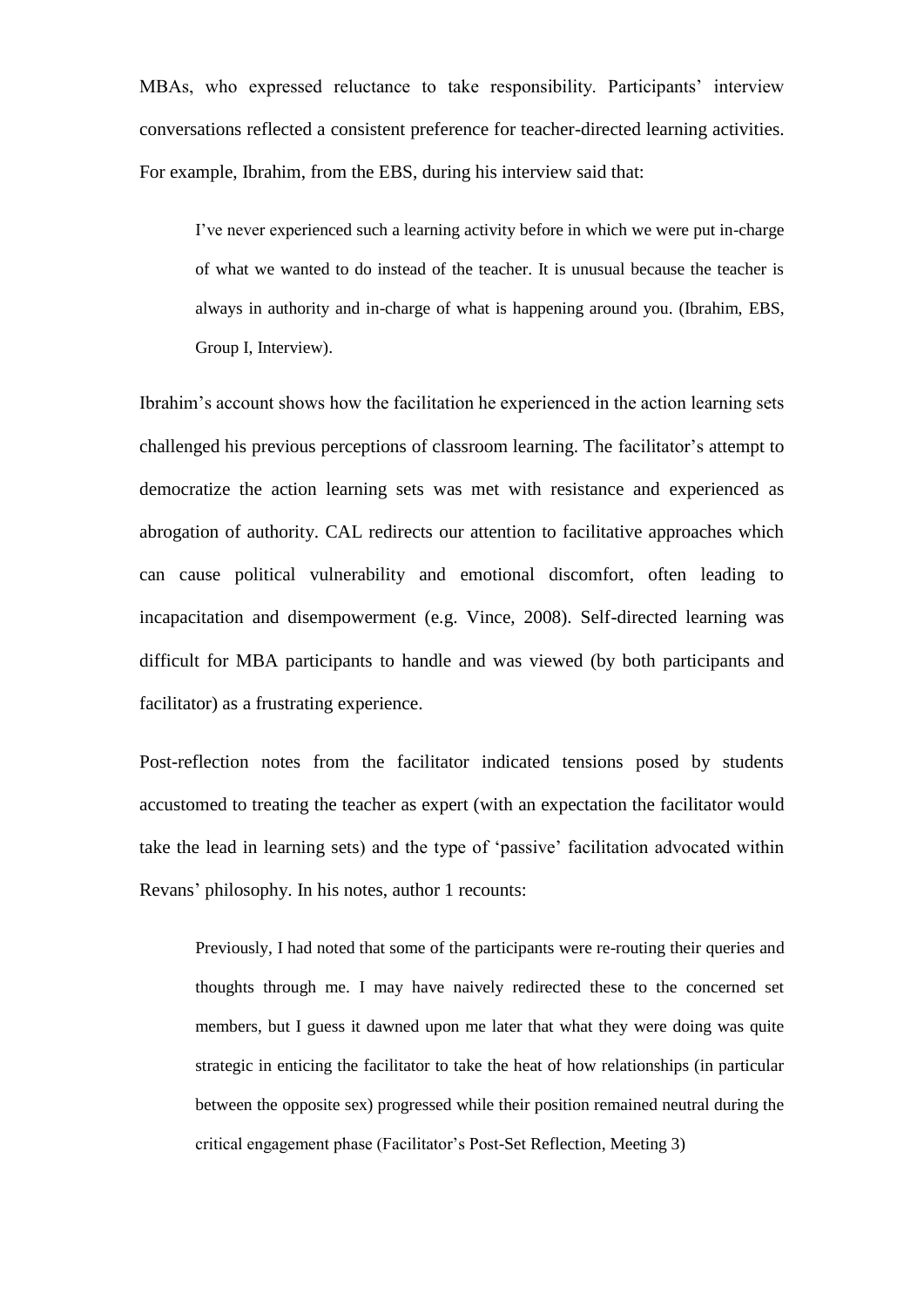MBAs, who expressed reluctance to take responsibility. Participants' interview conversations reflected a consistent preference for teacher-directed learning activities. For example, Ibrahim, from the EBS, during his interview said that:

> I've never experienced such a learning activity before in which we were put in-charge of what we wanted to do instead of the teacher. It is unusual because the teacher is always in authority and in-charge of what is happening around you. (Ibrahim, EBS, Group I, Interview).

Ibrahim's account shows how the facilitation he experienced in the action learning sets challenged his previous perceptions of classroom learning. The facilitator's attempt to democratize the action learning sets was met with resistance and experienced as abrogation of authority. CAL redirects our attention to facilitative approaches which can cause political vulnerability and emotional discomfort, often leading to incapacitation and disempowerment (e.g. Vince, 2008). Self-directed learning was difficult for MBA participants to handle and was viewed (by both participants and facilitator) as a frustrating experience.

Post-reflection notes from the facilitator indicated tensions posed by students accustomed to treating the teacher as expert (with an expectation the facilitator would take the lead in learning sets) and the type of 'passive' facilitation advocated within Revans' philosophy. In his notes, author 1 recounts:

> Previously, I had noted that some of the participants were re-routing their queries and thoughts through me. I may have naively redirected these to the concerned set members, but I guess it dawned upon me later that what they were doing was quite strategic in enticing the facilitator to take the heat of how relationships (in particular between the opposite sex) progressed while their position remained neutral during the critical engagement phase (Facilitator's Post-Set Reflection, Meeting 3)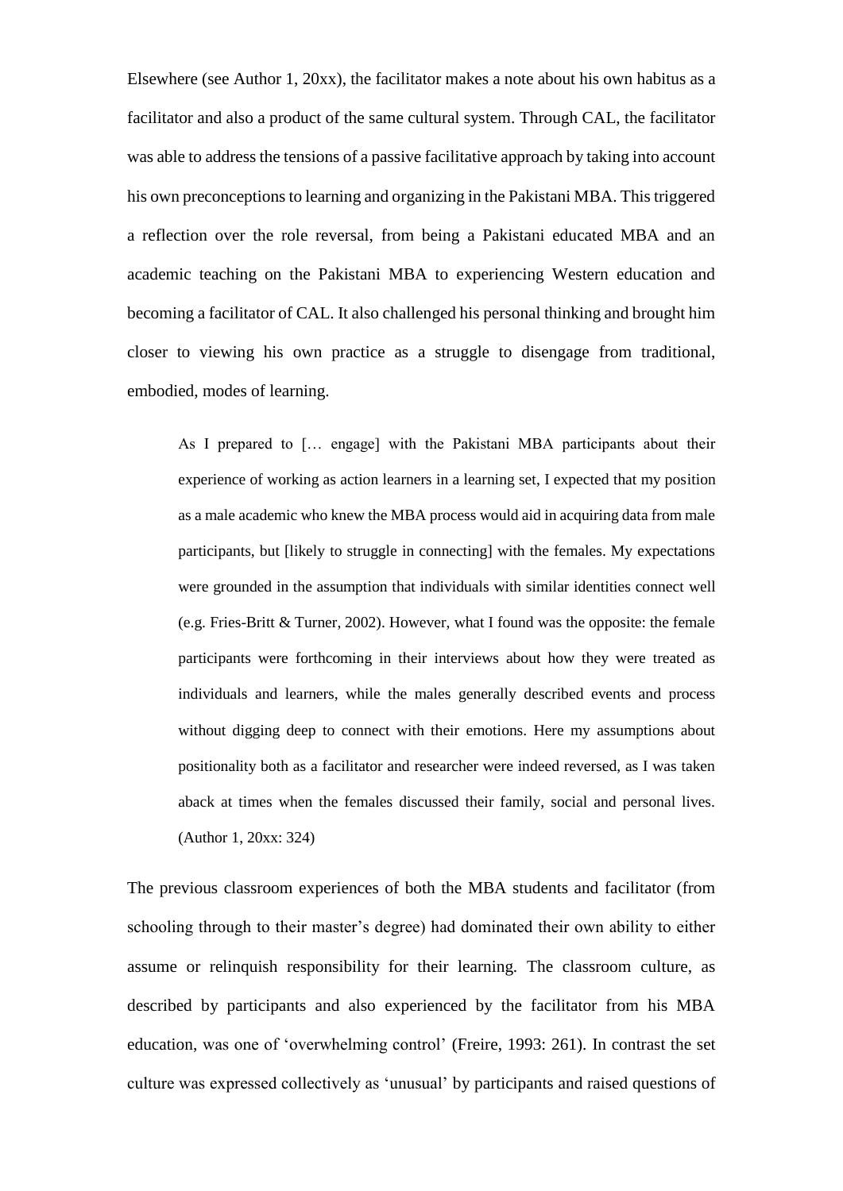Elsewhere (see Author 1, 20xx), the facilitator makes a note about his own habitus as a facilitator and also a product of the same cultural system. Through CAL, the facilitator was able to address the tensions of a passive facilitative approach by taking into account his own preconceptions to learning and organizing in the Pakistani MBA. This triggered a reflection over the role reversal, from being a Pakistani educated MBA and an academic teaching on the Pakistani MBA to experiencing Western education and becoming a facilitator of CAL. It also challenged his personal thinking and brought him closer to viewing his own practice as a struggle to disengage from traditional, embodied, modes of learning.

> As I prepared to [… engage] with the Pakistani MBA participants about their experience of working as action learners in a learning set, I expected that my position as a male academic who knew the MBA process would aid in acquiring data from male participants, but [likely to struggle in connecting] with the females. My expectations were grounded in the assumption that individuals with similar identities connect well (e.g. Fries-Britt & Turner, 2002). However, what I found was the opposite: the female participants were forthcoming in their interviews about how they were treated as individuals and learners, while the males generally described events and process without digging deep to connect with their emotions. Here my assumptions about positionality both as a facilitator and researcher were indeed reversed, as I was taken aback at times when the females discussed their family, social and personal lives. (Author 1, 20xx: 324)

The previous classroom experiences of both the MBA students and facilitator (from schooling through to their master's degree) had dominated their own ability to either assume or relinquish responsibility for their learning. The classroom culture, as described by participants and also experienced by the facilitator from his MBA education, was one of 'overwhelming control' (Freire, 1993: 261). In contrast the set culture was expressed collectively as 'unusual' by participants and raised questions of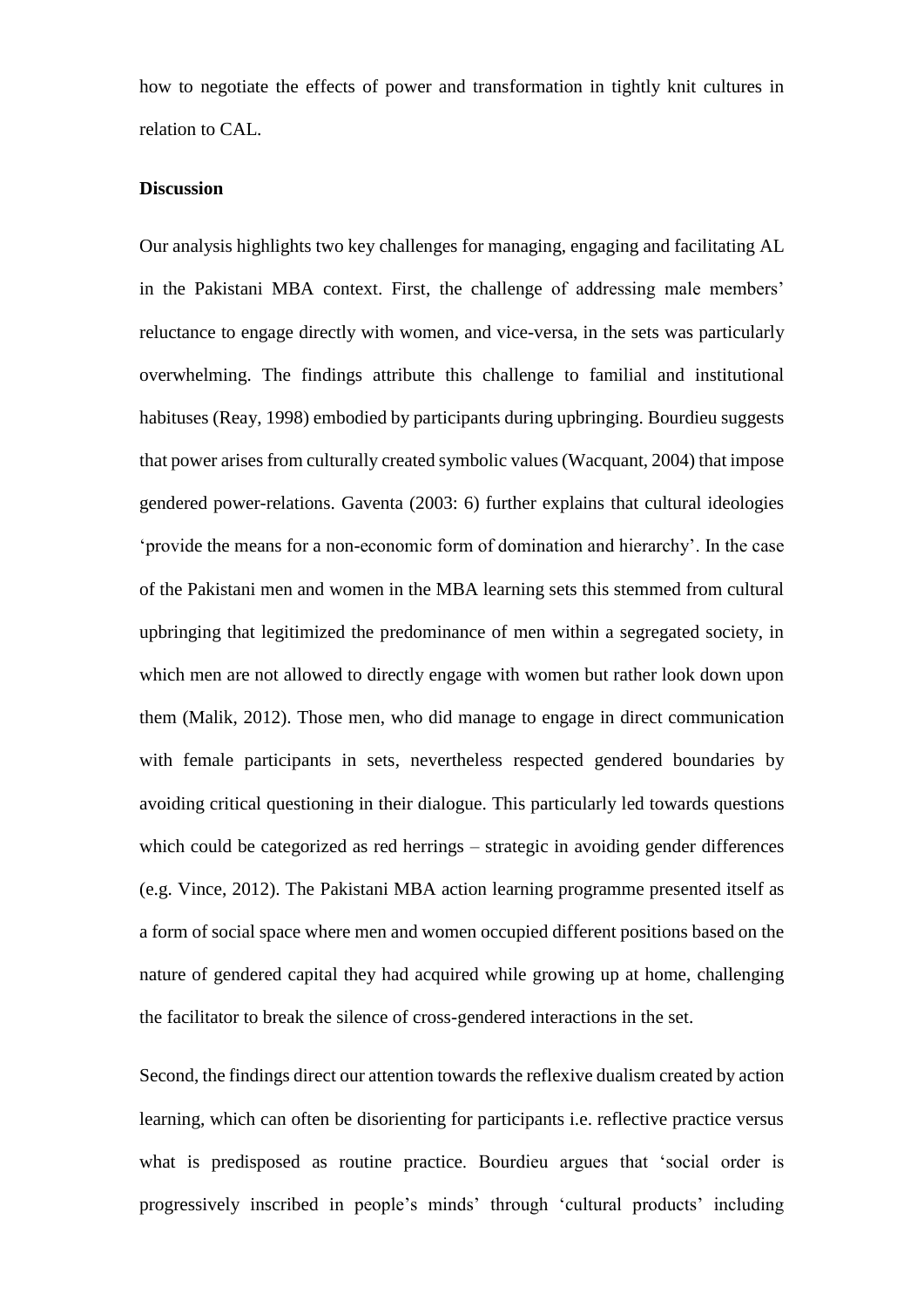how to negotiate the effects of power and transformation in tightly knit cultures in relation to CAL.

**Discussion**

Our analysis highlights two key challenges for managing, engaging and facilitating AL in the Pakistani MBA context. First, the challenge of addressing male members' reluctance to engage directly with women, and vice-versa, in the sets was particularly overwhelming. The findings attribute this challenge to familial and institutional habituses (Reay, 1998) embodied by participants during upbringing. Bourdieu suggests that power arises from culturally created symbolic values (Wacquant, 2004) that impose gendered power-relations. Gaventa (2003: 6) further explains that cultural ideologies 'provide the means for a non-economic form of domination and hierarchy'. In the case of the Pakistani men and women in the MBA learning sets this stemmed from cultural upbringing that legitimized the predominance of men within a segregated society, in which men are not allowed to directly engage with women but rather look down upon them (Malik, 2012). Those men, who did manage to engage in direct communication with female participants in sets, nevertheless respected gendered boundaries by avoiding critical questioning in their dialogue. This particularly led towards questions which could be categorized as red herrings – strategic in avoiding gender differences (e.g. Vince, 2012). The Pakistani MBA action learning programme presented itself as a form of social space where men and women occupied different positions based on the nature of gendered capital they had acquired while growing up at home, challenging the facilitator to break the silence of cross-gendered interactions in the set.

Second, the findings direct our attention towards the reflexive dualism created by action learning, which can often be disorienting for participants i.e. reflective practice versus what is predisposed as routine practice. Bourdieu argues that 'social order is progressively inscribed in people's minds' through 'cultural products' including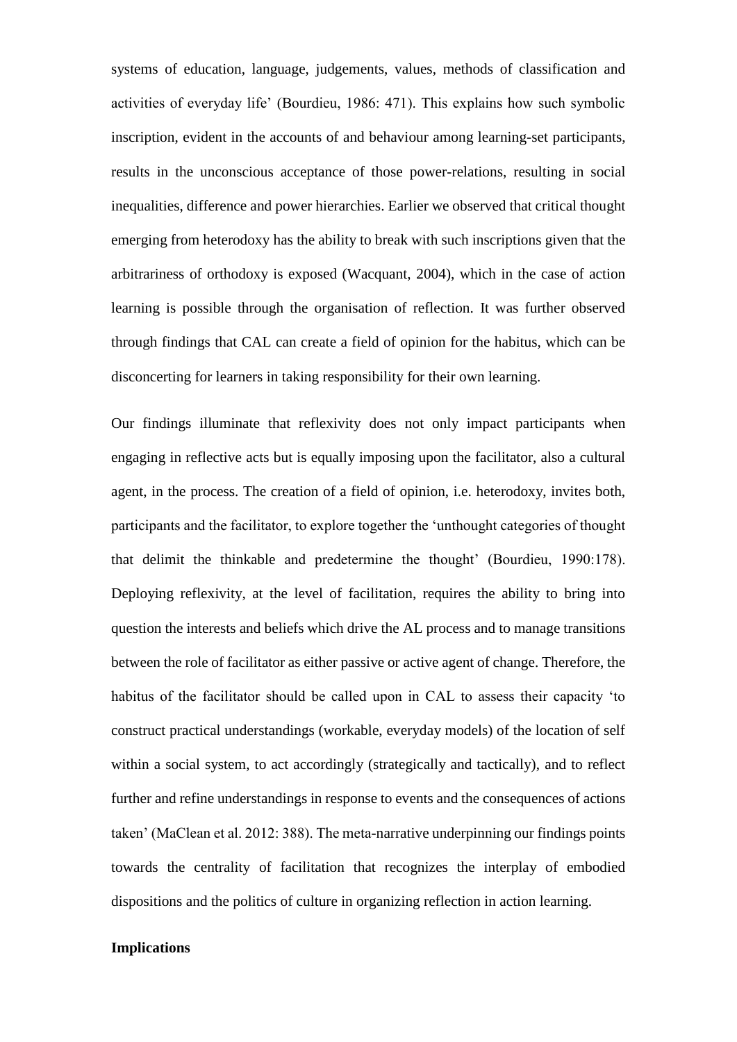systems of education, language, judgements, values, methods of classification and activities of everyday life' (Bourdieu, 1986: 471). This explains how such symbolic inscription, evident in the accounts of and behaviour among learning-set participants, results in the unconscious acceptance of those power-relations, resulting in social inequalities, difference and power hierarchies. Earlier we observed that critical thought emerging from heterodoxy has the ability to break with such inscriptions given that the arbitrariness of orthodoxy is exposed (Wacquant, 2004), which in the case of action learning is possible through the organisation of reflection. It was further observed through findings that CAL can create a field of opinion for the habitus, which can be disconcerting for learners in taking responsibility for their own learning.

Our findings illuminate that reflexivity does not only impact participants when engaging in reflective acts but is equally imposing upon the facilitator, also a cultural agent, in the process. The creation of a field of opinion, i.e. heterodoxy, invites both, participants and the facilitator, to explore together the 'unthought categories of thought that delimit the thinkable and predetermine the thought' (Bourdieu, 1990:178). Deploying reflexivity, at the level of facilitation, requires the ability to bring into question the interests and beliefs which drive the AL process and to manage transitions between the role of facilitator as either passive or active agent of change. Therefore, the habitus of the facilitator should be called upon in CAL to assess their capacity 'to construct practical understandings (workable, everyday models) of the location of self within a social system, to act accordingly (strategically and tactically), and to reflect further and refine understandings in response to events and the consequences of actions taken' (MaClean et al. 2012: 388). The meta-narrative underpinning our findings points towards the centrality of facilitation that recognizes the interplay of embodied dispositions and the politics of culture in organizing reflection in action learning.

**Implications**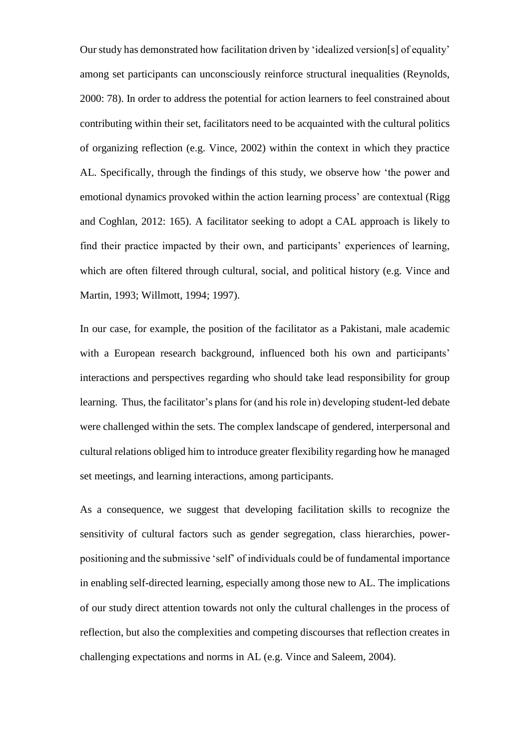Our study has demonstrated how facilitation driven by 'idealized version[s] of equality' among set participants can unconsciously reinforce structural inequalities (Reynolds, 2000: 78). In order to address the potential for action learners to feel constrained about contributing within their set, facilitators need to be acquainted with the cultural politics of organizing reflection (e.g. Vince, 2002) within the context in which they practice AL. Specifically, through the findings of this study, we observe how 'the power and emotional dynamics provoked within the action learning process' are contextual (Rigg and Coghlan, 2012: 165). A facilitator seeking to adopt a CAL approach is likely to find their practice impacted by their own, and participants' experiences of learning, which are often filtered through cultural, social, and political history (e.g. Vince and Martin, 1993; Willmott, 1994; 1997).

In our case, for example, the position of the facilitator as a Pakistani, male academic with a European research background, influenced both his own and participants' interactions and perspectives regarding who should take lead responsibility for group learning. Thus, the facilitator's plans for (and his role in) developing student-led debate were challenged within the sets. The complex landscape of gendered, interpersonal and cultural relations obliged him to introduce greater flexibility regarding how he managed set meetings, and learning interactions, among participants.

As a consequence, we suggest that developing facilitation skills to recognize the sensitivity of cultural factors such as gender segregation, class hierarchies, power-positioning and the submissive 'self' of individuals could be of fundamental importance in enabling self-directed learning, especially among those new to AL. The implications of our study direct attention towards not only the cultural challenges in the process of reflection, but also the complexities and competing discourses that reflection creates in challenging expectations and norms in AL (e.g. Vince and Saleem, 2004).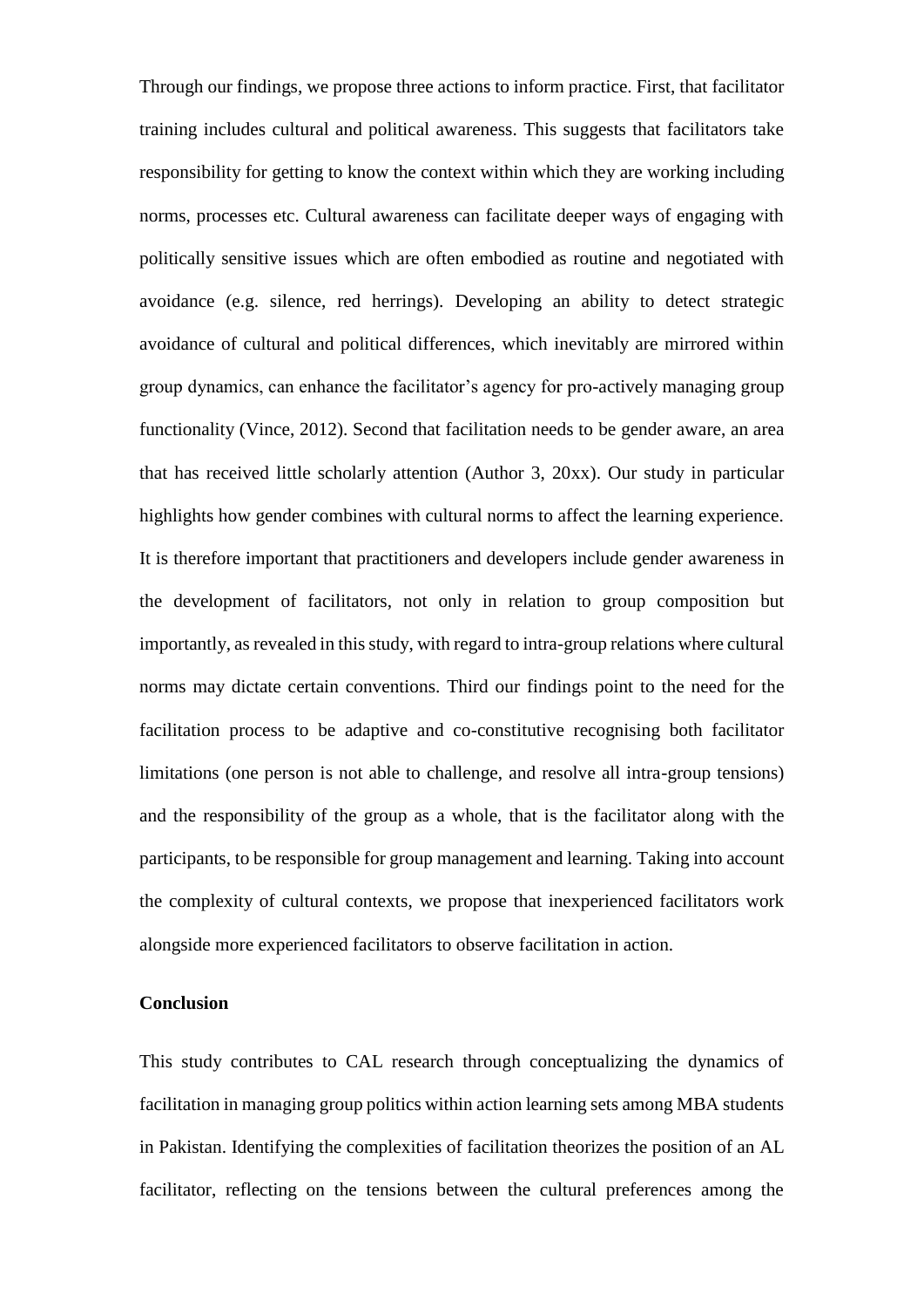Through our findings, we propose three actions to inform practice. First, that facilitator training includes cultural and political awareness. This suggests that facilitators take responsibility for getting to know the context within which they are working including norms, processes etc. Cultural awareness can facilitate deeper ways of engaging with politically sensitive issues which are often embodied as routine and negotiated with avoidance (e.g. silence, red herrings). Developing an ability to detect strategic avoidance of cultural and political differences, which inevitably are mirrored within group dynamics, can enhance the facilitator's agency for pro-actively managing group functionality (Vince, 2012). Second that facilitation needs to be gender aware, an area that has received little scholarly attention (Author 3, 20xx). Our study in particular highlights how gender combines with cultural norms to affect the learning experience. It is therefore important that practitioners and developers include gender awareness in the development of facilitators, not only in relation to group composition but importantly, as revealed in this study, with regard to intra-group relations where cultural norms may dictate certain conventions. Third our findings point to the need for the facilitation process to be adaptive and co-constitutive recognising both facilitator limitations (one person is not able to challenge, and resolve all intra-group tensions) and the responsibility of the group as a whole, that is the facilitator along with the participants, to be responsible for group management and learning. Taking into account the complexity of cultural contexts, we propose that inexperienced facilitators work alongside more experienced facilitators to observe facilitation in action.

## Conclusion

This study contributes to CAL research through conceptualizing the dynamics of facilitation in managing group politics within action learning sets among MBA students in Pakistan. Identifying the complexities of facilitation theorizes the position of an AL facilitator, reflecting on the tensions between the cultural preferences among the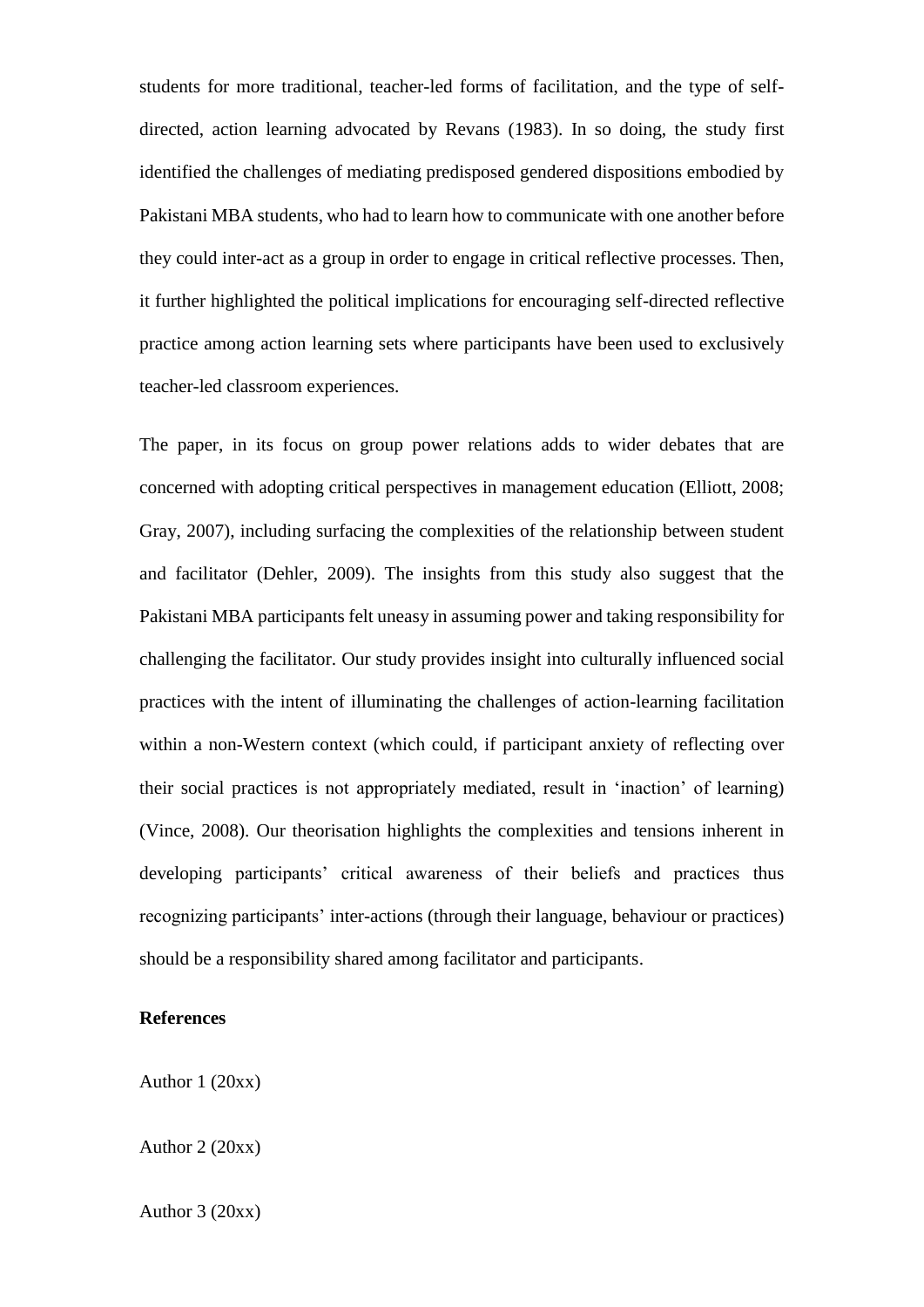students for more traditional, teacher-led forms of facilitation, and the type of self-directed, action learning advocated by Revans (1983). In so doing, the study first identified the challenges of mediating predisposed gendered dispositions embodied by Pakistani MBA students, who had to learn how to communicate with one another before they could inter-act as a group in order to engage in critical reflective processes. Then, it further highlighted the political implications for encouraging self-directed reflective practice among action learning sets where participants have been used to exclusively teacher-led classroom experiences.

The paper, in its focus on group power relations adds to wider debates that are concerned with adopting critical perspectives in management education (Elliott, 2008; Gray, 2007), including surfacing the complexities of the relationship between student and facilitator (Dehler, 2009). The insights from this study also suggest that the Pakistani MBA participants felt uneasy in assuming power and taking responsibility for challenging the facilitator. Our study provides insight into culturally influenced social practices with the intent of illuminating the challenges of action-learning facilitation within a non-Western context (which could, if participant anxiety of reflecting over their social practices is not appropriately mediated, result in 'inaction' of learning) (Vince, 2008). Our theorisation highlights the complexities and tensions inherent in developing participants' critical awareness of their beliefs and practices thus recognizing participants' inter-actions (through their language, behaviour or practices) should be a responsibility shared among facilitator and participants.

**References**

Author 1 (20xx)

Author 2 (20xx)

Author 3 (20xx)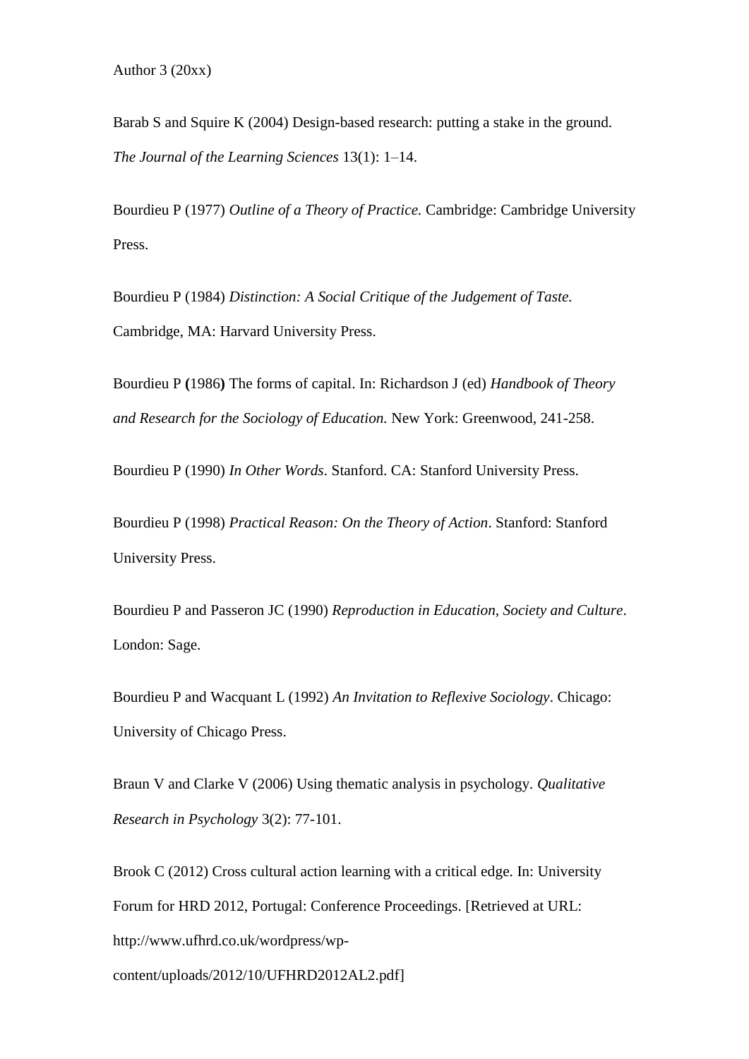Author 3 (20xx)

Barab S and Squire K (2004) Design-based research: putting a stake in the ground. *The Journal of the Learning Sciences* 13(1): 1–14.

Bourdieu P (1977) *Outline of a Theory of Practice.* Cambridge: Cambridge University Press.

Bourdieu P (1984) *Distinction: A Social Critique of the Judgement of Taste.* Cambridge, MA: Harvard University Press.

Bourdieu P **(**1986**)** The forms of capital. In: Richardson J (ed) *Handbook of Theory and Research for the Sociology of Education.* New York: Greenwood, 241-258.

Bourdieu P (1990) *In Other Words*. Stanford. CA: Stanford University Press.

Bourdieu P (1998) *Practical Reason: On the Theory of Action*. Stanford: Stanford University Press.

Bourdieu P and Passeron JC (1990) *Reproduction in Education, Society and Culture*. London: Sage.

Bourdieu P and Wacquant L (1992) *An Invitation to Reflexive Sociology*. Chicago: University of Chicago Press.

Braun V and Clarke V (2006) Using thematic analysis in psychology. *Qualitative Research in Psychology* 3(2): 77-101.

Brook C (2012) Cross cultural action learning with a critical edge. In: University Forum for HRD 2012, Portugal: Conference Proceedings. [Retrieved at URL: http://www.ufhrd.co.uk/wordpress/wp-content/uploads/2012/10/UFHRD2012AL2.pdf]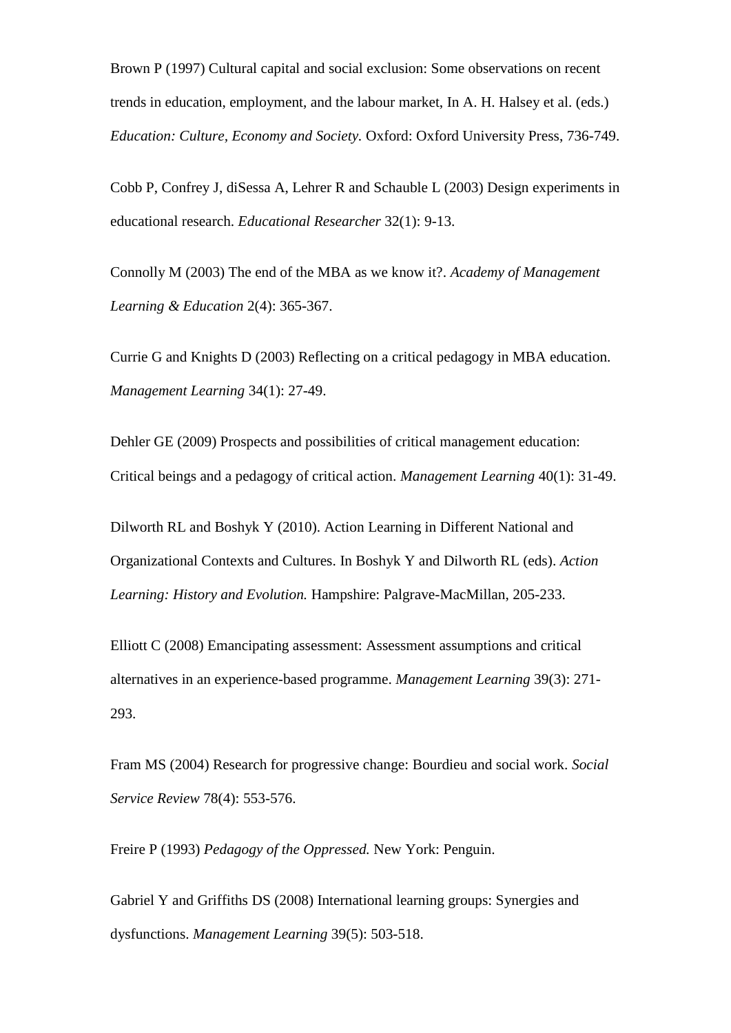Brown P (1997) Cultural capital and social exclusion: Some observations on recent trends in education, employment, and the labour market, In A. H. Halsey et al. (eds.) *Education: Culture, Economy and Society.* Oxford: Oxford University Press, 736-749.

Cobb P, Confrey J, diSessa A, Lehrer R and Schauble L (2003) Design experiments in educational research. *Educational Researcher* 32(1): 9-13.

Connolly M (2003) The end of the MBA as we know it?. *Academy of Management Learning & Education* 2(4): 365-367.

Currie G and Knights D (2003) Reflecting on a critical pedagogy in MBA education. *Management Learning* 34(1): 27-49.

Dehler GE (2009) Prospects and possibilities of critical management education: Critical beings and a pedagogy of critical action. *Management Learning* 40(1): 31-49.

Dilworth RL and Boshyk Y (2010). Action Learning in Different National and Organizational Contexts and Cultures. In Boshyk Y and Dilworth RL (eds). *Action Learning: History and Evolution.* Hampshire: Palgrave-MacMillan, 205-233.

Elliott C (2008) Emancipating assessment: Assessment assumptions and critical alternatives in an experience-based programme. *Management Learning* 39(3): 271-293.

Fram MS (2004) Research for progressive change: Bourdieu and social work. *Social Service Review* 78(4): 553-576.

Freire P (1993) *Pedagogy of the Oppressed.* New York: Penguin.

Gabriel Y and Griffiths DS (2008) International learning groups: Synergies and dysfunctions. *Management Learning* 39(5): 503-518.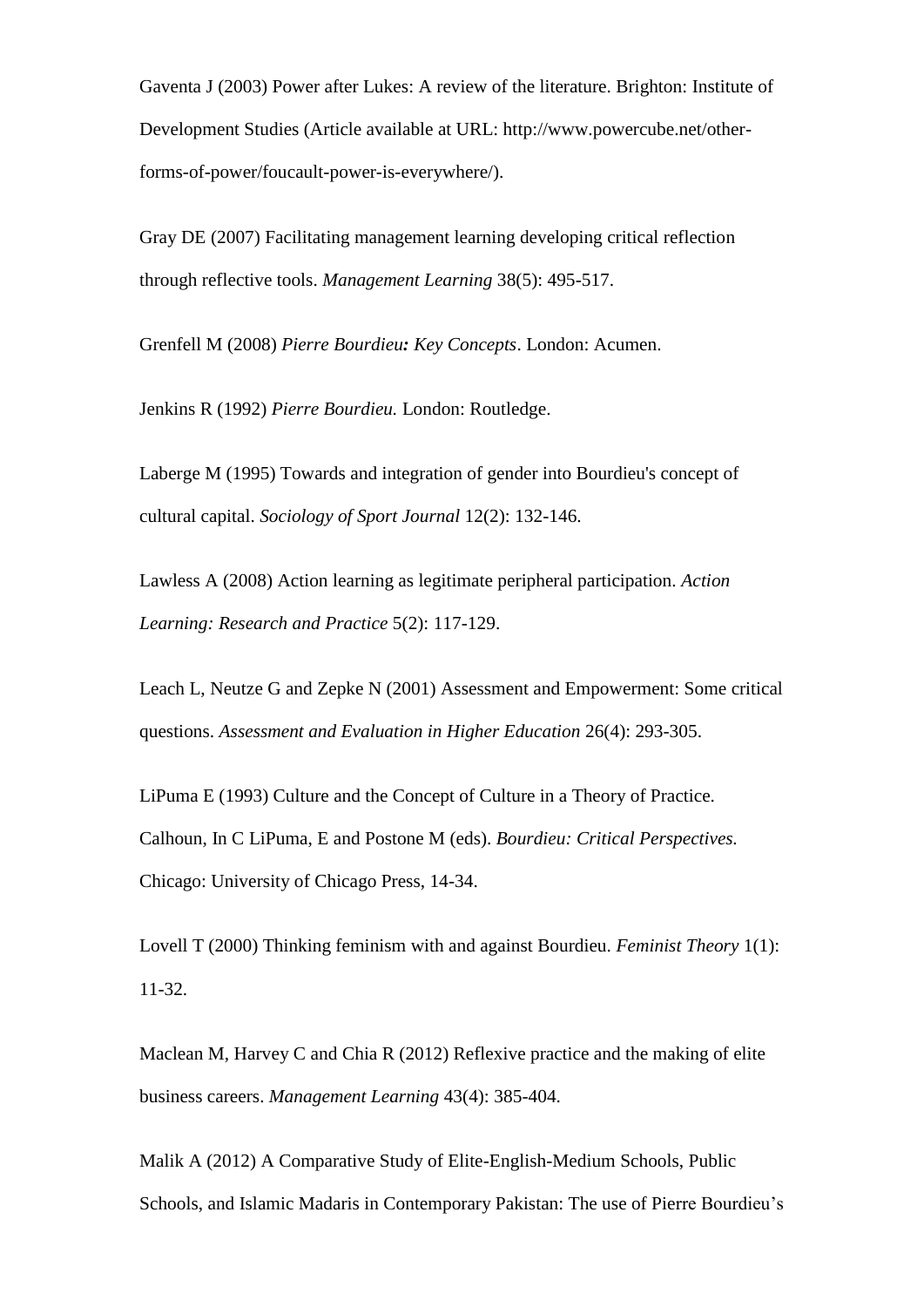Gaventa J (2003) Power after Lukes: A review of the literature. Brighton: Institute of Development Studies (Article available at URL: http://www.powercube.net/other-forms-of-power/foucault-power-is-everywhere/).

Gray DE (2007) Facilitating management learning developing critical reflection through reflective tools. *Management Learning* 38(5): 495-517.

Grenfell M (2008) *Pierre Bourdieu: Key Concepts*. London: Acumen.

Jenkins R (1992) *Pierre Bourdieu.* London: Routledge.

Laberge M (1995) Towards and integration of gender into Bourdieu's concept of cultural capital. *Sociology of Sport Journal* 12(2): 132-146.

Lawless A (2008) Action learning as legitimate peripheral participation. *Action Learning: Research and Practice* 5(2): 117-129.

Leach L, Neutze G and Zepke N (2001) Assessment and Empowerment: Some critical questions. *Assessment and Evaluation in Higher Education* 26(4): 293-305.

LiPuma E (1993) Culture and the Concept of Culture in a Theory of Practice. Calhoun, In C LiPuma, E and Postone M (eds). *Bourdieu: Critical Perspectives.* Chicago: University of Chicago Press, 14-34.

Lovell T (2000) Thinking feminism with and against Bourdieu. *Feminist Theory* 1(1): 11-32.

Maclean M, Harvey C and Chia R (2012) Reflexive practice and the making of elite business careers. *Management Learning* 43(4): 385-404.

Malik A (2012) A Comparative Study of Elite-English-Medium Schools, Public Schools, and Islamic Madaris in Contemporary Pakistan: The use of Pierre Bourdieu's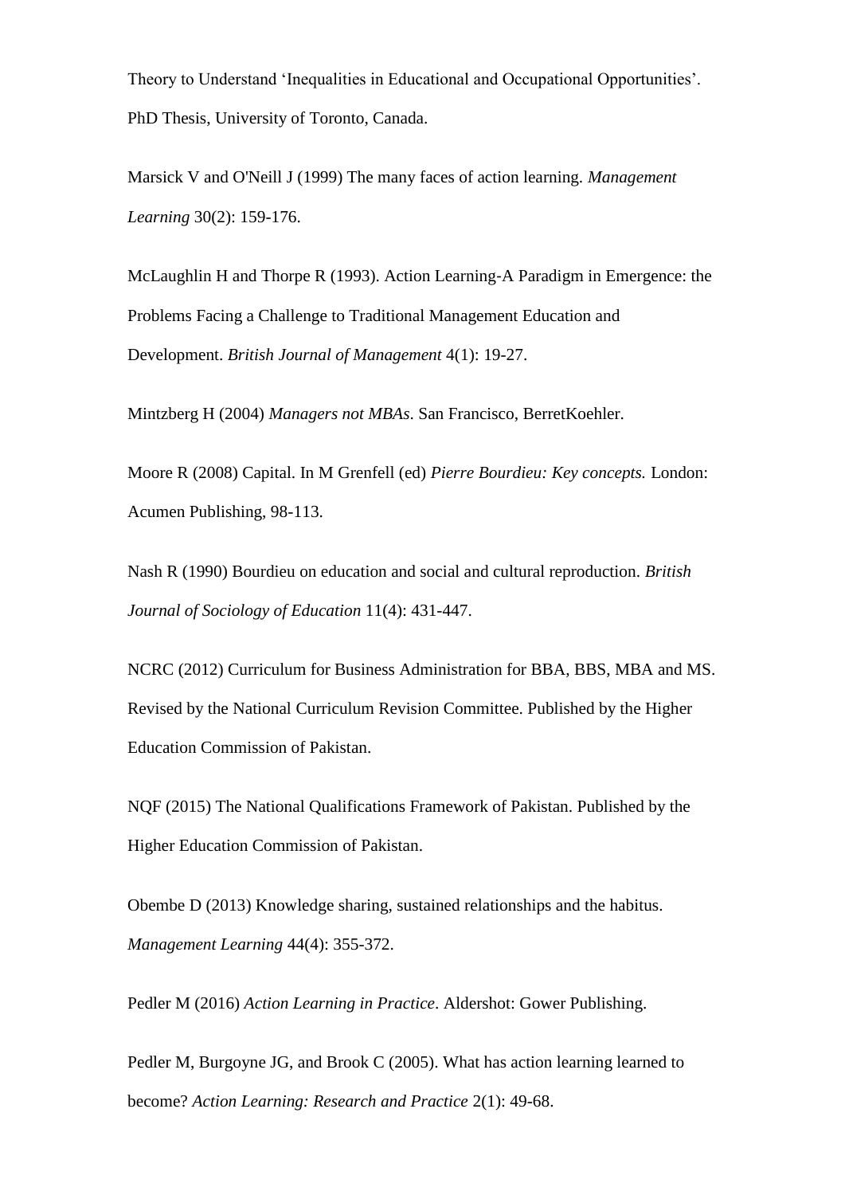Theory to Understand 'Inequalities in Educational and Occupational Opportunities'. PhD Thesis, University of Toronto, Canada.

Marsick V and O'Neill J (1999) The many faces of action learning. *Management Learning* 30(2): 159-176.

McLaughlin H and Thorpe R (1993). Action Learning-A Paradigm in Emergence: the Problems Facing a Challenge to Traditional Management Education and Development. *British Journal of Management* 4(1): 19-27.

Mintzberg H (2004) *Managers not MBAs*. San Francisco, BerretKoehler.

Moore R (2008) Capital. In M Grenfell (ed) *Pierre Bourdieu: Key concepts.* London: Acumen Publishing, 98-113.

Nash R (1990) Bourdieu on education and social and cultural reproduction. *British Journal of Sociology of Education* 11(4): 431-447.

NCRC (2012) Curriculum for Business Administration for BBA, BBS, MBA and MS. Revised by the National Curriculum Revision Committee. Published by the Higher Education Commission of Pakistan.

NQF (2015) The National Qualifications Framework of Pakistan. Published by the Higher Education Commission of Pakistan.

Obembe D (2013) Knowledge sharing, sustained relationships and the habitus. *Management Learning* 44(4): 355-372.

Pedler M (2016) *Action Learning in Practice*. Aldershot: Gower Publishing.

Pedler M, Burgoyne JG, and Brook C (2005). What has action learning learned to become? *Action Learning: Research and Practice* 2(1): 49-68.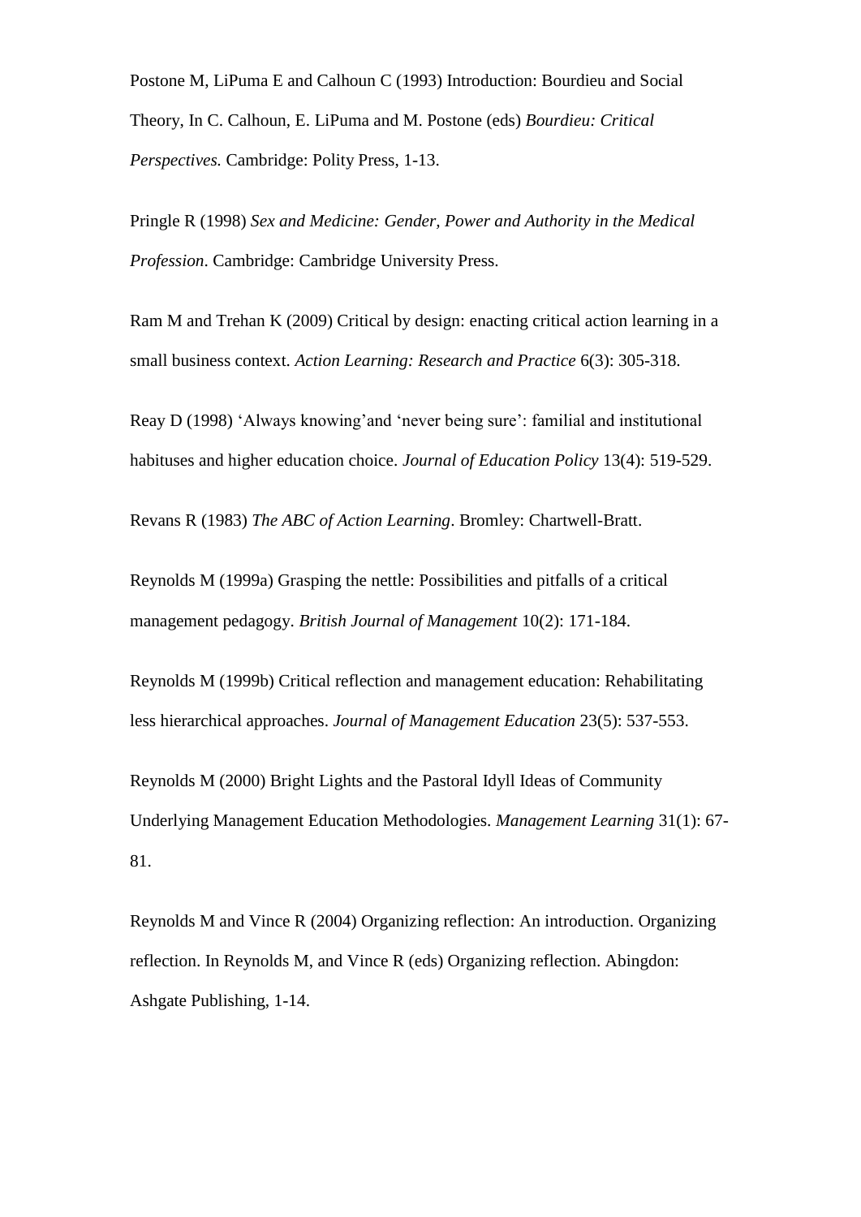Postone M, LiPuma E and Calhoun C (1993) Introduction: Bourdieu and Social Theory, In C. Calhoun, E. LiPuma and M. Postone (eds) *Bourdieu: Critical Perspectives.* Cambridge: Polity Press, 1-13.

Pringle R (1998) *Sex and Medicine: Gender, Power and Authority in the Medical Profession*. Cambridge: Cambridge University Press.

Ram M and Trehan K (2009) Critical by design: enacting critical action learning in a small business context. *Action Learning: Research and Practice* 6(3): 305-318.

Reay D (1998) 'Always knowing'and 'never being sure': familial and institutional habituses and higher education choice. *Journal of Education Policy* 13(4): 519-529.

Revans R (1983) *The ABC of Action Learning*. Bromley: Chartwell-Bratt.

Reynolds M (1999a) Grasping the nettle: Possibilities and pitfalls of a critical management pedagogy. *British Journal of Management* 10(2): 171-184.

Reynolds M (1999b) Critical reflection and management education: Rehabilitating less hierarchical approaches. *Journal of Management Education* 23(5): 537-553.

Reynolds M (2000) Bright Lights and the Pastoral Idyll Ideas of Community Underlying Management Education Methodologies. *Management Learning* 31(1): 67-81.

Reynolds M and Vince R (2004) Organizing reflection: An introduction. Organizing reflection. In Reynolds M, and Vince R (eds) Organizing reflection. Abingdon: Ashgate Publishing, 1-14.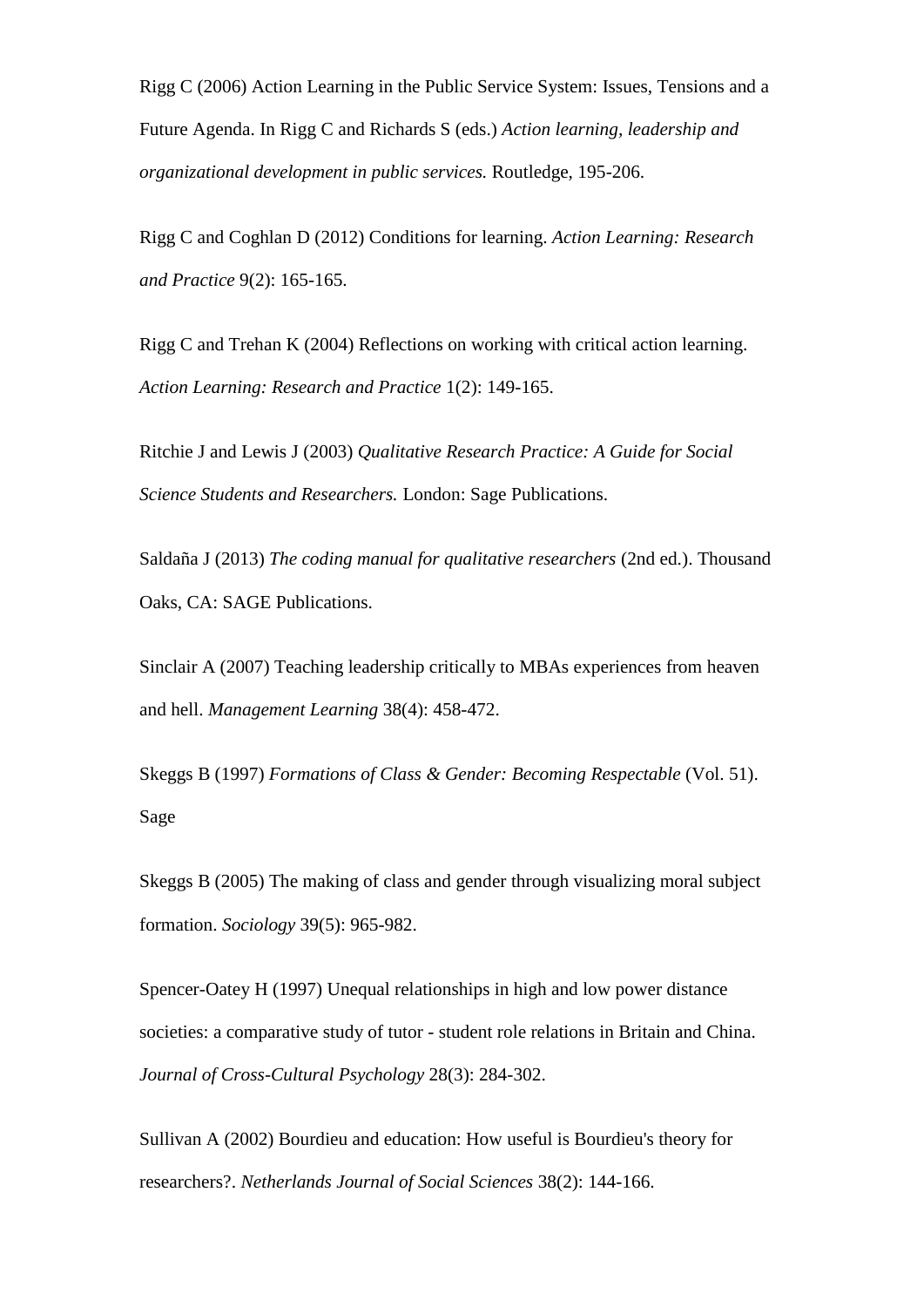Rigg C (2006) Action Learning in the Public Service System: Issues, Tensions and a Future Agenda. In Rigg C and Richards S (eds.) *Action learning, leadership and organizational development in public services.* Routledge, 195-206.

Rigg C and Coghlan D (2012) Conditions for learning. *Action Learning: Research and Practice* 9(2): 165-165.

Rigg C and Trehan K (2004) Reflections on working with critical action learning. *Action Learning: Research and Practice* 1(2): 149-165.

Ritchie J and Lewis J (2003) *Qualitative Research Practice: A Guide for Social Science Students and Researchers.* London: Sage Publications.

Saldaña J (2013) *The coding manual for qualitative researchers* (2nd ed.). Thousand Oaks, CA: SAGE Publications.

Sinclair A (2007) Teaching leadership critically to MBAs experiences from heaven and hell. *Management Learning* 38(4): 458-472.

Skeggs B (1997) *Formations of Class & Gender: Becoming Respectable* (Vol. 51). Sage

Skeggs B (2005) The making of class and gender through visualizing moral subject formation. *Sociology* 39(5): 965-982.

Spencer-Oatey H (1997) Unequal relationships in high and low power distance societies: a comparative study of tutor - student role relations in Britain and China. *Journal of Cross-Cultural Psychology* 28(3): 284-302.

Sullivan A (2002) Bourdieu and education: How useful is Bourdieu's theory for researchers?. *Netherlands Journal of Social Sciences* 38(2): 144-166.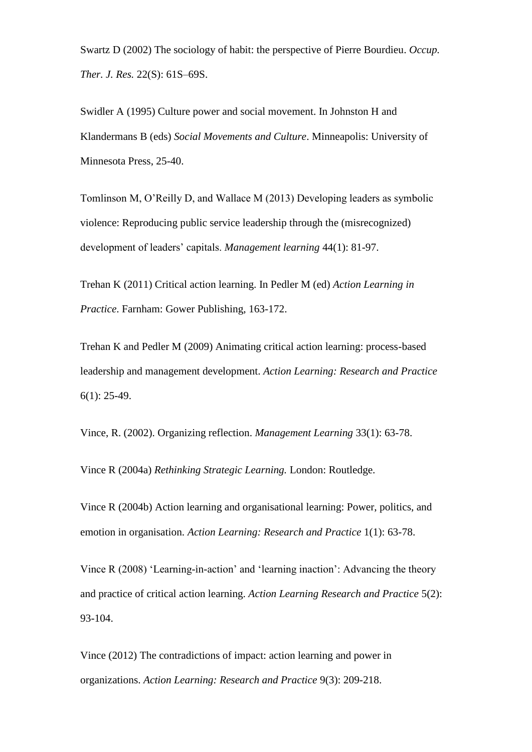Swartz D (2002) The sociology of habit: the perspective of Pierre Bourdieu. *Occup. Ther. J. Res.* 22(S): 61S–69S.

Swidler A (1995) Culture power and social movement. In Johnston H and Klandermans B (eds) *Social Movements and Culture*. Minneapolis: University of Minnesota Press, 25-40.

Tomlinson M, O'Reilly D, and Wallace M (2013) Developing leaders as symbolic violence: Reproducing public service leadership through the (misrecognized) development of leaders' capitals. *Management learning* 44(1): 81-97.

Trehan K (2011) Critical action learning. In Pedler M (ed) *Action Learning in Practice*. Farnham: Gower Publishing, 163-172.

Trehan K and Pedler M (2009) Animating critical action learning: process-based leadership and management development. *Action Learning: Research and Practice* 6(1): 25-49.

Vince, R. (2002). Organizing reflection. *Management Learning* 33(1): 63-78.

Vince R (2004a) *Rethinking Strategic Learning.* London: Routledge.

Vince R (2004b) Action learning and organisational learning: Power, politics, and emotion in organisation. *Action Learning: Research and Practice* 1(1): 63-78.

Vince R (2008) 'Learning-in-action' and 'learning inaction': Advancing the theory and practice of critical action learning. *Action Learning Research and Practice* 5(2): 93-104.

Vince (2012) The contradictions of impact: action learning and power in organizations. *Action Learning: Research and Practice* 9(3): 209-218.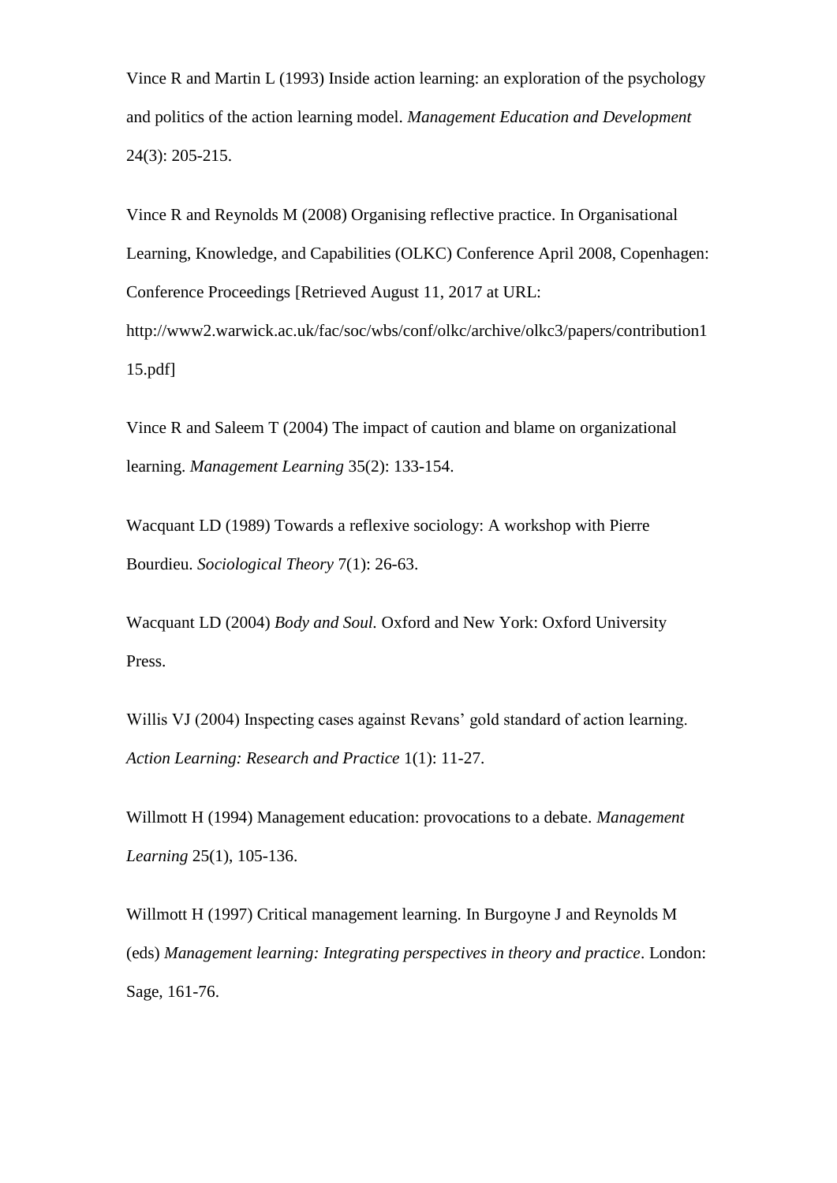Vince R and Martin L (1993) Inside action learning: an exploration of the psychology and politics of the action learning model. *Management Education and Development* 24(3): 205-215.

Vince R and Reynolds M (2008) Organising reflective practice. In Organisational Learning, Knowledge, and Capabilities (OLKC) Conference April 2008, Copenhagen: Conference Proceedings [Retrieved August 11, 2017 at URL: http://www2.warwick.ac.uk/fac/soc/wbs/conf/olkc/archive/olkc3/papers/contribution115.pdf]

Vince R and Saleem T (2004) The impact of caution and blame on organizational learning. *Management Learning* 35(2): 133-154.

Wacquant LD (1989) Towards a reflexive sociology: A workshop with Pierre Bourdieu. *Sociological Theory* 7(1): 26-63.

Wacquant LD (2004) *Body and Soul.* Oxford and New York: Oxford University Press.

Willis VJ (2004) Inspecting cases against Revans' gold standard of action learning. *Action Learning: Research and Practice* 1(1): 11-27.

Willmott H (1994) Management education: provocations to a debate. *Management Learning* 25(1), 105-136.

Willmott H (1997) Critical management learning. In Burgoyne J and Reynolds M (eds) *Management learning: Integrating perspectives in theory and practice*. London: Sage, 161-76.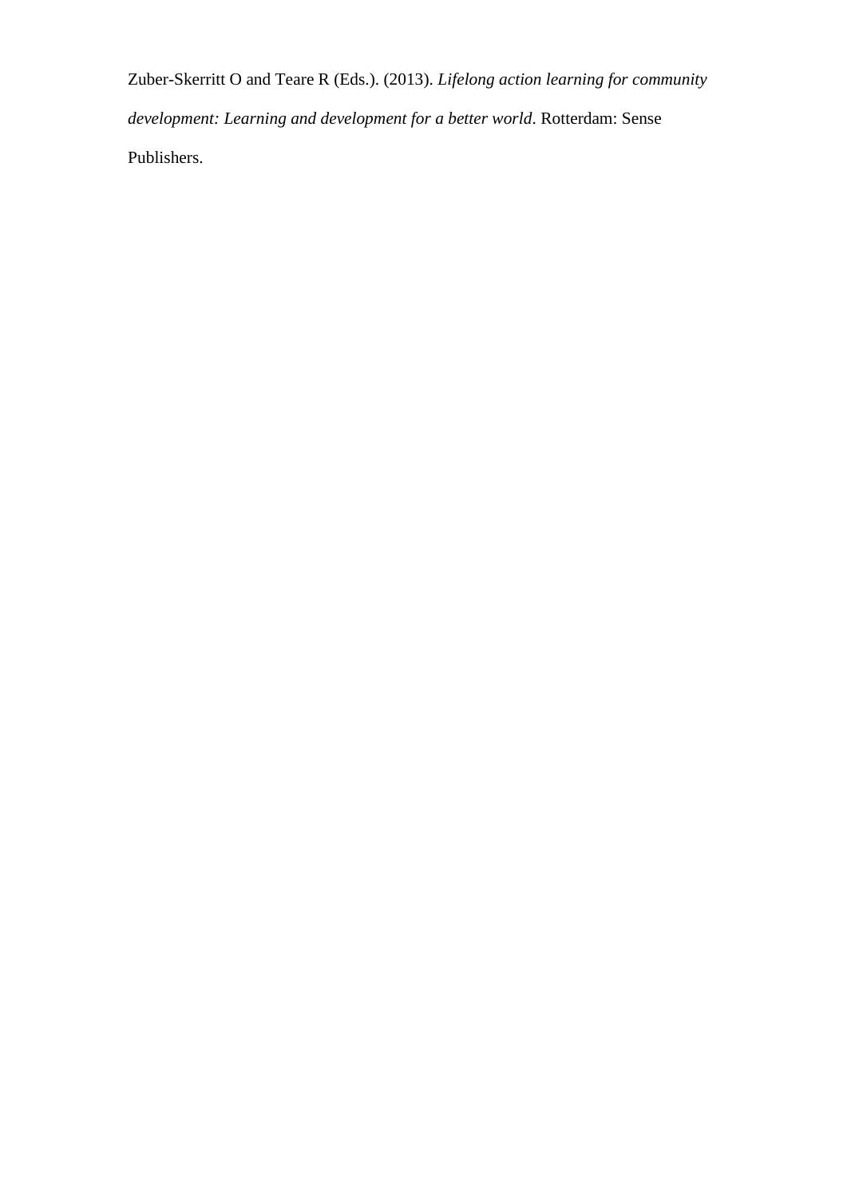Zuber-Skerritt O and Teare R (Eds.). (2013). *Lifelong action learning for community development: Learning and development for a better world*. Rotterdam: Sense Publishers.